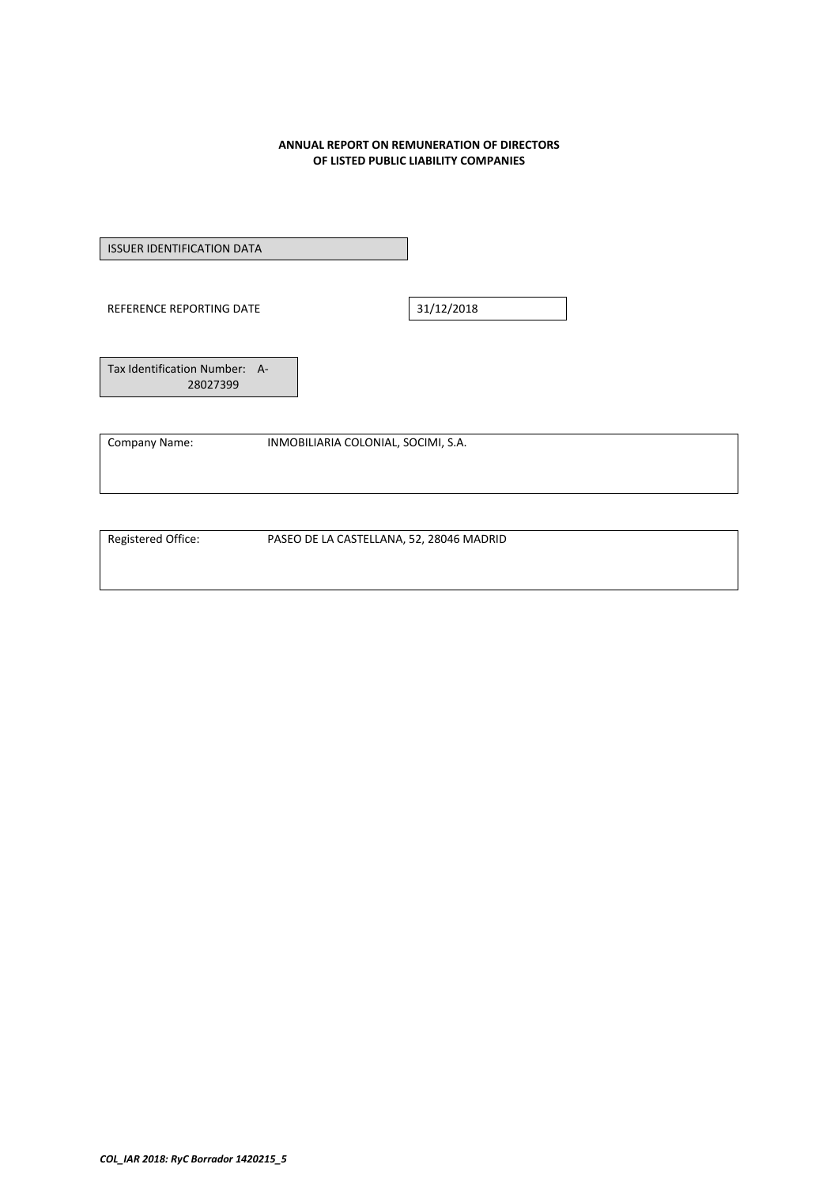**ANNUAL REPORT ON REMUNERATION OF DIRECTORS**
**OF LISTED PUBLIC LIABILITY COMPANIES**

ISSUER IDENTIFICATION DATA

| REFERENCE REPORTING DATE | 31/12/2018 |
|---|---|

Tax Identification Number: A-28027399

| Company Name: | INMOBILIARIA COLONIAL, SOCIMI, S.A. |
|---|---|

| Registered Office: | PASEO DE LA CASTELLANA, 52, 28046 MADRID |
|---|---|

*COL_IAR 2018: RyC Borrador 1420215_5*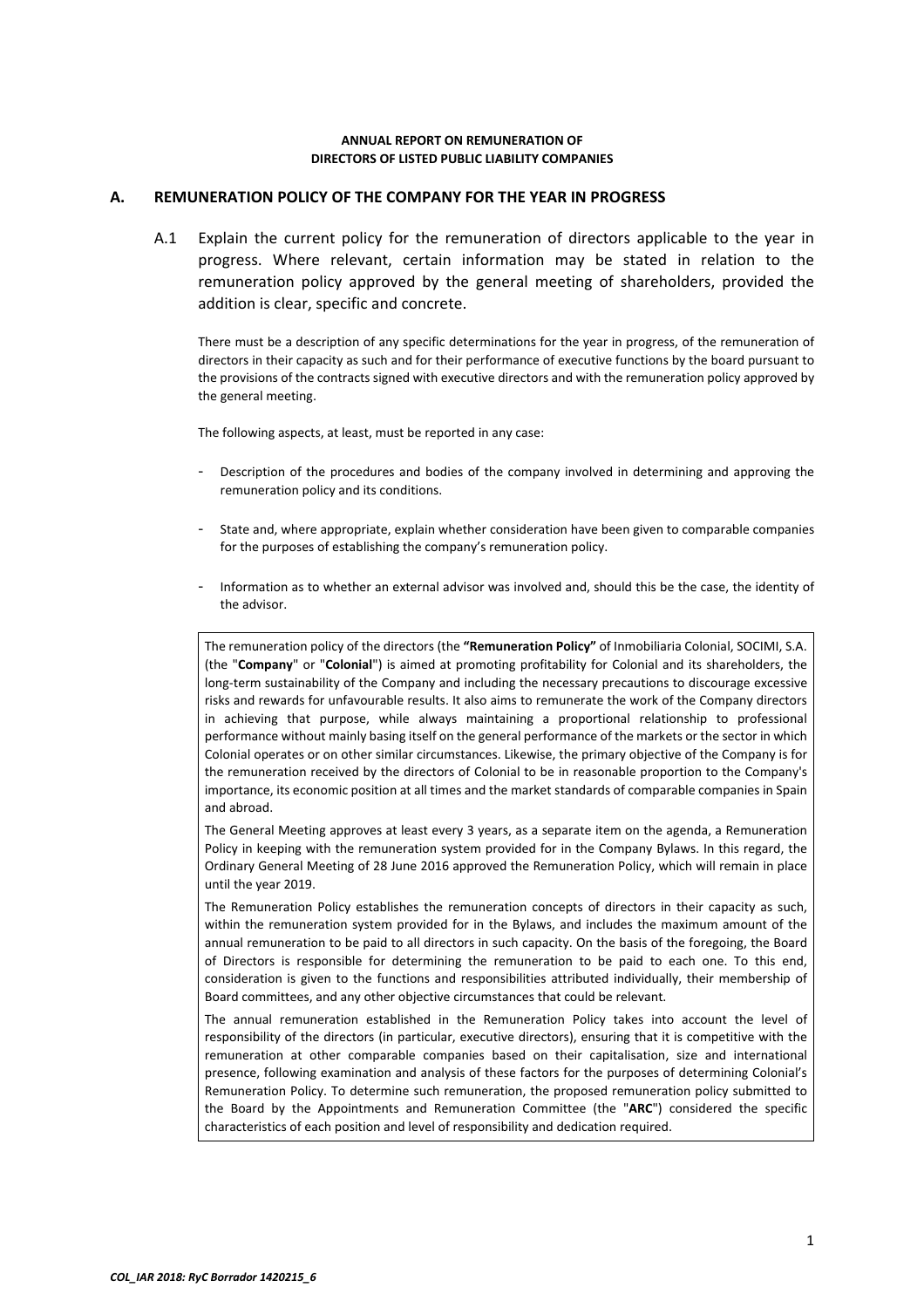**ANNUAL REPORT ON REMUNERATION OF DIRECTORS OF LISTED PUBLIC LIABILITY COMPANIES**

## A. REMUNERATION POLICY OF THE COMPANY FOR THE YEAR IN PROGRESS

A.1 Explain the current policy for the remuneration of directors applicable to the year in progress. Where relevant, certain information may be stated in relation to the remuneration policy approved by the general meeting of shareholders, provided the addition is clear, specific and concrete.

There must be a description of any specific determinations for the year in progress, of the remuneration of directors in their capacity as such and for their performance of executive functions by the board pursuant to the provisions of the contracts signed with executive directors and with the remuneration policy approved by the general meeting.

The following aspects, at least, must be reported in any case:

- Description of the procedures and bodies of the company involved in determining and approving the remuneration policy and its conditions.
- State and, where appropriate, explain whether consideration have been given to comparable companies for the purposes of establishing the company's remuneration policy.
- Information as to whether an external advisor was involved and, should this be the case, the identity of the advisor.

The remuneration policy of the directors (the **"Remuneration Policy"** of Inmobiliaria Colonial, SOCIMI, S.A. (the "**Company**" or "**Colonial**") is aimed at promoting profitability for Colonial and its shareholders, the long-term sustainability of the Company and including the necessary precautions to discourage excessive risks and rewards for unfavourable results. It also aims to remunerate the work of the Company directors in achieving that purpose, while always maintaining a proportional relationship to professional performance without mainly basing itself on the general performance of the markets or the sector in which Colonial operates or on other similar circumstances. Likewise, the primary objective of the Company is for the remuneration received by the directors of Colonial to be in reasonable proportion to the Company's importance, its economic position at all times and the market standards of comparable companies in Spain and abroad.

The General Meeting approves at least every 3 years, as a separate item on the agenda, a Remuneration Policy in keeping with the remuneration system provided for in the Company Bylaws. In this regard, the Ordinary General Meeting of 28 June 2016 approved the Remuneration Policy, which will remain in place until the year 2019.

The Remuneration Policy establishes the remuneration concepts of directors in their capacity as such, within the remuneration system provided for in the Bylaws, and includes the maximum amount of the annual remuneration to be paid to all directors in such capacity. On the basis of the foregoing, the Board of Directors is responsible for determining the remuneration to be paid to each one. To this end, consideration is given to the functions and responsibilities attributed individually, their membership of Board committees, and any other objective circumstances that could be relevant.

The annual remuneration established in the Remuneration Policy takes into account the level of responsibility of the directors (in particular, executive directors), ensuring that it is competitive with the remuneration at other comparable companies based on their capitalisation, size and international presence, following examination and analysis of these factors for the purposes of determining Colonial's Remuneration Policy. To determine such remuneration, the proposed remuneration policy submitted to the Board by the Appointments and Remuneration Committee (the "**ARC**") considered the specific characteristics of each position and level of responsibility and dedication required.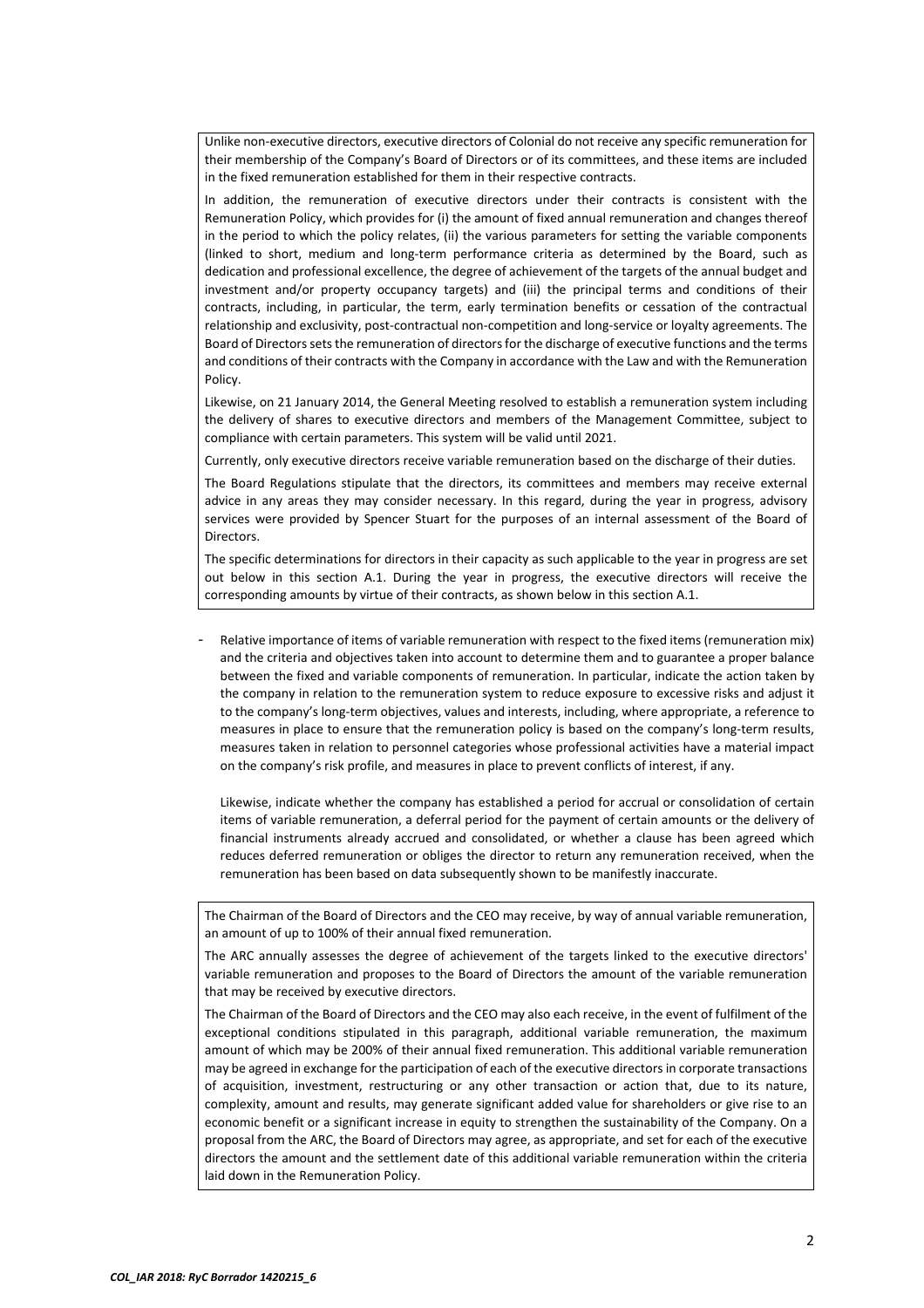Unlike non-executive directors, executive directors of Colonial do not receive any specific remuneration for their membership of the Company's Board of Directors or of its committees, and these items are included in the fixed remuneration established for them in their respective contracts.

In addition, the remuneration of executive directors under their contracts is consistent with the Remuneration Policy, which provides for (i) the amount of fixed annual remuneration and changes thereof in the period to which the policy relates, (ii) the various parameters for setting the variable components (linked to short, medium and long-term performance criteria as determined by the Board, such as dedication and professional excellence, the degree of achievement of the targets of the annual budget and investment and/or property occupancy targets) and (iii) the principal terms and conditions of their contracts, including, in particular, the term, early termination benefits or cessation of the contractual relationship and exclusivity, post-contractual non-competition and long-service or loyalty agreements. The Board of Directors sets the remuneration of directors for the discharge of executive functions and the terms and conditions of their contracts with the Company in accordance with the Law and with the Remuneration Policy.

Likewise, on 21 January 2014, the General Meeting resolved to establish a remuneration system including the delivery of shares to executive directors and members of the Management Committee, subject to compliance with certain parameters. This system will be valid until 2021.

Currently, only executive directors receive variable remuneration based on the discharge of their duties.

The Board Regulations stipulate that the directors, its committees and members may receive external advice in any areas they may consider necessary. In this regard, during the year in progress, advisory services were provided by Spencer Stuart for the purposes of an internal assessment of the Board of Directors.

The specific determinations for directors in their capacity as such applicable to the year in progress are set out below in this section A.1. During the year in progress, the executive directors will receive the corresponding amounts by virtue of their contracts, as shown below in this section A.1.

- Relative importance of items of variable remuneration with respect to the fixed items (remuneration mix) and the criteria and objectives taken into account to determine them and to guarantee a proper balance between the fixed and variable components of remuneration. In particular, indicate the action taken by the company in relation to the remuneration system to reduce exposure to excessive risks and adjust it to the company's long-term objectives, values and interests, including, where appropriate, a reference to measures in place to ensure that the remuneration policy is based on the company's long-term results, measures taken in relation to personnel categories whose professional activities have a material impact on the company's risk profile, and measures in place to prevent conflicts of interest, if any.

  Likewise, indicate whether the company has established a period for accrual or consolidation of certain items of variable remuneration, a deferral period for the payment of certain amounts or the delivery of financial instruments already accrued and consolidated, or whether a clause has been agreed which reduces deferred remuneration or obliges the director to return any remuneration received, when the remuneration has been based on data subsequently shown to be manifestly inaccurate.

The Chairman of the Board of Directors and the CEO may receive, by way of annual variable remuneration, an amount of up to 100% of their annual fixed remuneration.

The ARC annually assesses the degree of achievement of the targets linked to the executive directors' variable remuneration and proposes to the Board of Directors the amount of the variable remuneration that may be received by executive directors.

The Chairman of the Board of Directors and the CEO may also each receive, in the event of fulfilment of the exceptional conditions stipulated in this paragraph, additional variable remuneration, the maximum amount of which may be 200% of their annual fixed remuneration. This additional variable remuneration may be agreed in exchange for the participation of each of the executive directors in corporate transactions of acquisition, investment, restructuring or any other transaction or action that, due to its nature, complexity, amount and results, may generate significant added value for shareholders or give rise to an economic benefit or a significant increase in equity to strengthen the sustainability of the Company. On a proposal from the ARC, the Board of Directors may agree, as appropriate, and set for each of the executive directors the amount and the settlement date of this additional variable remuneration within the criteria laid down in the Remuneration Policy.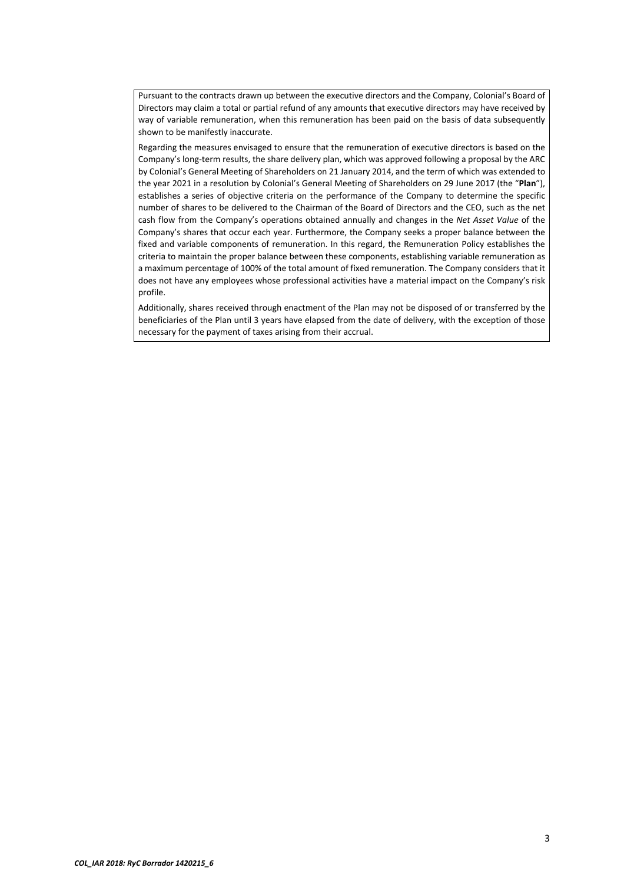Pursuant to the contracts drawn up between the executive directors and the Company, Colonial's Board of Directors may claim a total or partial refund of any amounts that executive directors may have received by way of variable remuneration, when this remuneration has been paid on the basis of data subsequently shown to be manifestly inaccurate.

Regarding the measures envisaged to ensure that the remuneration of executive directors is based on the Company's long-term results, the share delivery plan, which was approved following a proposal by the ARC by Colonial's General Meeting of Shareholders on 21 January 2014, and the term of which was extended to the year 2021 in a resolution by Colonial's General Meeting of Shareholders on 29 June 2017 (the "**Plan**"), establishes a series of objective criteria on the performance of the Company to determine the specific number of shares to be delivered to the Chairman of the Board of Directors and the CEO, such as the net cash flow from the Company's operations obtained annually and changes in the *Net Asset Value* of the Company's shares that occur each year. Furthermore, the Company seeks a proper balance between the fixed and variable components of remuneration. In this regard, the Remuneration Policy establishes the criteria to maintain the proper balance between these components, establishing variable remuneration as a maximum percentage of 100% of the total amount of fixed remuneration. The Company considers that it does not have any employees whose professional activities have a material impact on the Company's risk profile.

Additionally, shares received through enactment of the Plan may not be disposed of or transferred by the beneficiaries of the Plan until 3 years have elapsed from the date of delivery, with the exception of those necessary for the payment of taxes arising from their accrual.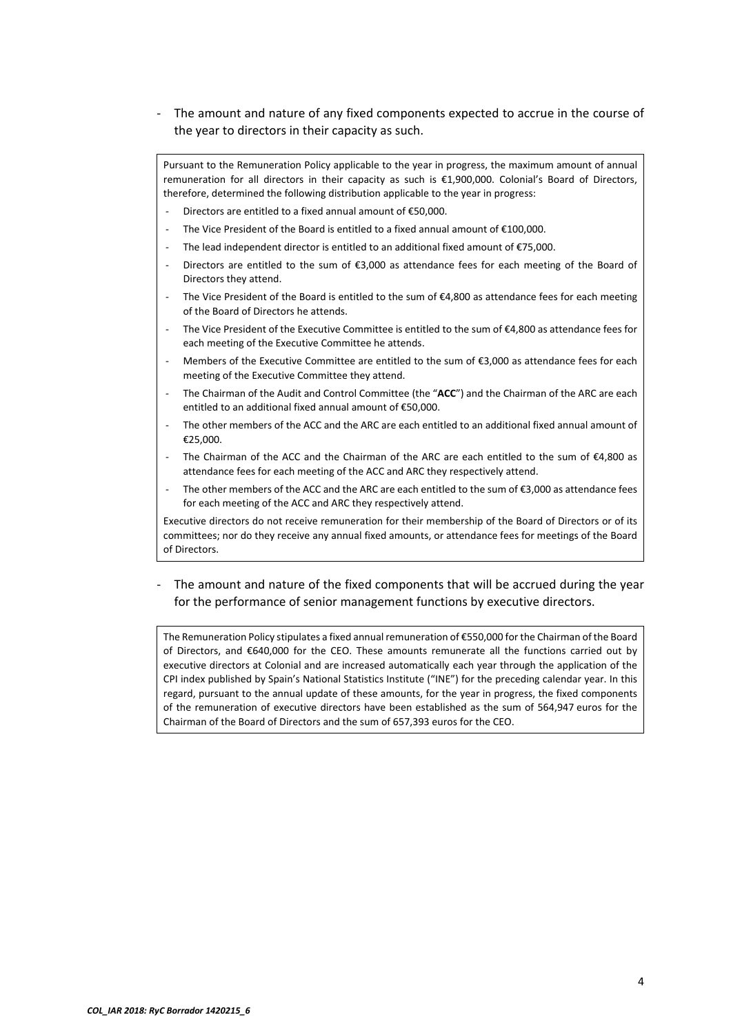- The amount and nature of any fixed components expected to accrue in the course of the year to directors in their capacity as such.

Pursuant to the Remuneration Policy applicable to the year in progress, the maximum amount of annual remuneration for all directors in their capacity as such is €1,900,000. Colonial's Board of Directors, therefore, determined the following distribution applicable to the year in progress:

- Directors are entitled to a fixed annual amount of €50,000.
- The Vice President of the Board is entitled to a fixed annual amount of €100,000.
- The lead independent director is entitled to an additional fixed amount of €75,000.
- Directors are entitled to the sum of €3,000 as attendance fees for each meeting of the Board of Directors they attend.
- The Vice President of the Board is entitled to the sum of €4,800 as attendance fees for each meeting of the Board of Directors he attends.
- The Vice President of the Executive Committee is entitled to the sum of €4,800 as attendance fees for each meeting of the Executive Committee he attends.
- Members of the Executive Committee are entitled to the sum of €3,000 as attendance fees for each meeting of the Executive Committee they attend.
- The Chairman of the Audit and Control Committee (the "**ACC**") and the Chairman of the ARC are each entitled to an additional fixed annual amount of €50,000.
- The other members of the ACC and the ARC are each entitled to an additional fixed annual amount of €25,000.
- The Chairman of the ACC and the Chairman of the ARC are each entitled to the sum of €4,800 as attendance fees for each meeting of the ACC and ARC they respectively attend.
- The other members of the ACC and the ARC are each entitled to the sum of €3,000 as attendance fees for each meeting of the ACC and ARC they respectively attend.

Executive directors do not receive remuneration for their membership of the Board of Directors or of its committees; nor do they receive any annual fixed amounts, or attendance fees for meetings of the Board of Directors.

- The amount and nature of the fixed components that will be accrued during the year for the performance of senior management functions by executive directors.

The Remuneration Policy stipulates a fixed annual remuneration of €550,000 for the Chairman of the Board of Directors, and €640,000 for the CEO. These amounts remunerate all the functions carried out by executive directors at Colonial and are increased automatically each year through the application of the CPI index published by Spain's National Statistics Institute ("INE") for the preceding calendar year. In this regard, pursuant to the annual update of these amounts, for the year in progress, the fixed components of the remuneration of executive directors have been established as the sum of 564,947 euros for the Chairman of the Board of Directors and the sum of 657,393 euros for the CEO.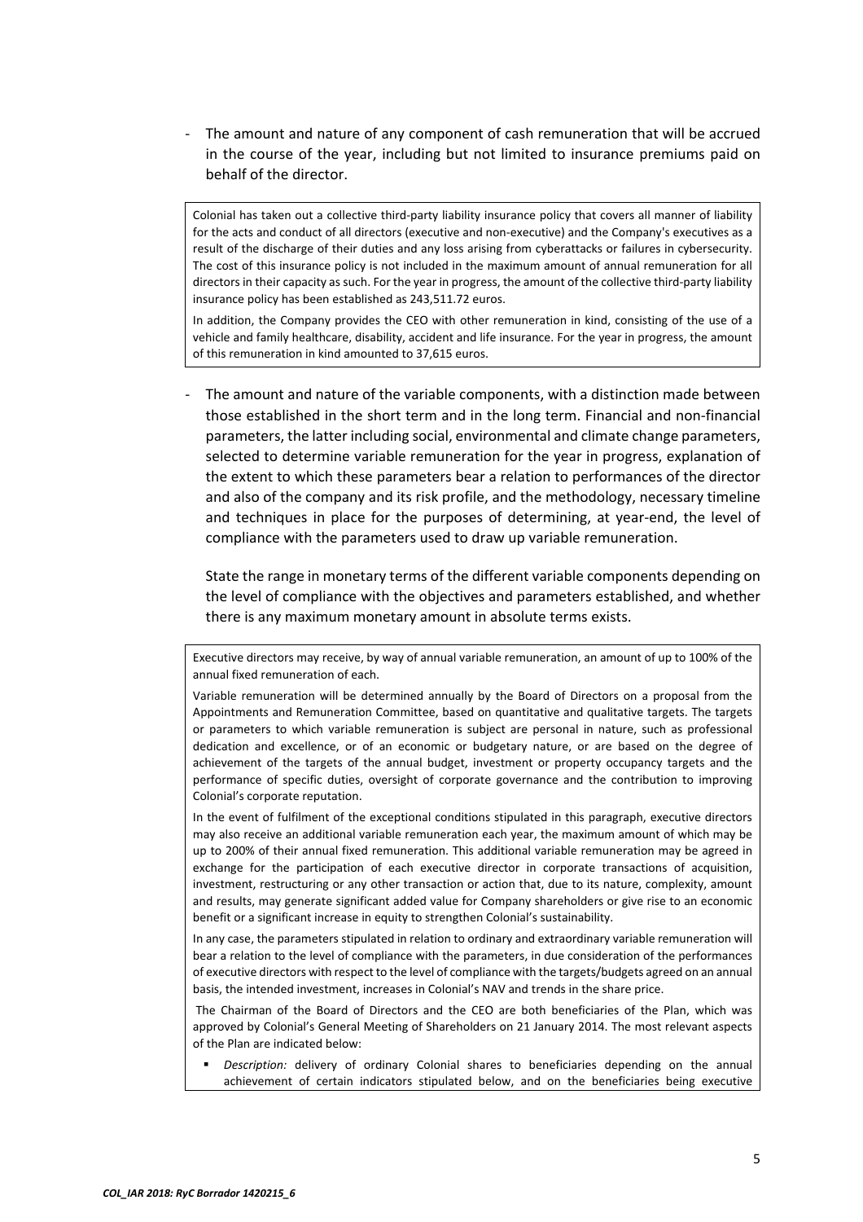- The amount and nature of any component of cash remuneration that will be accrued in the course of the year, including but not limited to insurance premiums paid on behalf of the director.

Colonial has taken out a collective third-party liability insurance policy that covers all manner of liability for the acts and conduct of all directors (executive and non-executive) and the Company's executives as a result of the discharge of their duties and any loss arising from cyberattacks or failures in cybersecurity. The cost of this insurance policy is not included in the maximum amount of annual remuneration for all directors in their capacity as such. For the year in progress, the amount of the collective third-party liability insurance policy has been established as 243,511.72 euros.

In addition, the Company provides the CEO with other remuneration in kind, consisting of the use of a vehicle and family healthcare, disability, accident and life insurance. For the year in progress, the amount of this remuneration in kind amounted to 37,615 euros.

- The amount and nature of the variable components, with a distinction made between those established in the short term and in the long term. Financial and non-financial parameters, the latter including social, environmental and climate change parameters, selected to determine variable remuneration for the year in progress, explanation of the extent to which these parameters bear a relation to performances of the director and also of the company and its risk profile, and the methodology, necessary timeline and techniques in place for the purposes of determining, at year-end, the level of compliance with the parameters used to draw up variable remuneration.

  State the range in monetary terms of the different variable components depending on the level of compliance with the objectives and parameters established, and whether there is any maximum monetary amount in absolute terms exists.

Executive directors may receive, by way of annual variable remuneration, an amount of up to 100% of the annual fixed remuneration of each.

Variable remuneration will be determined annually by the Board of Directors on a proposal from the Appointments and Remuneration Committee, based on quantitative and qualitative targets. The targets or parameters to which variable remuneration is subject are personal in nature, such as professional dedication and excellence, or of an economic or budgetary nature, or are based on the degree of achievement of the targets of the annual budget, investment or property occupancy targets and the performance of specific duties, oversight of corporate governance and the contribution to improving Colonial's corporate reputation.

In the event of fulfilment of the exceptional conditions stipulated in this paragraph, executive directors may also receive an additional variable remuneration each year, the maximum amount of which may be up to 200% of their annual fixed remuneration. This additional variable remuneration may be agreed in exchange for the participation of each executive director in corporate transactions of acquisition, investment, restructuring or any other transaction or action that, due to its nature, complexity, amount and results, may generate significant added value for Company shareholders or give rise to an economic benefit or a significant increase in equity to strengthen Colonial's sustainability.

In any case, the parameters stipulated in relation to ordinary and extraordinary variable remuneration will bear a relation to the level of compliance with the parameters, in due consideration of the performances of executive directors with respect to the level of compliance with the targets/budgets agreed on an annual basis, the intended investment, increases in Colonial's NAV and trends in the share price.

The Chairman of the Board of Directors and the CEO are both beneficiaries of the Plan, which was approved by Colonial's General Meeting of Shareholders on 21 January 2014. The most relevant aspects of the Plan are indicated below:

- *Description:* delivery of ordinary Colonial shares to beneficiaries depending on the annual achievement of certain indicators stipulated below, and on the beneficiaries being executive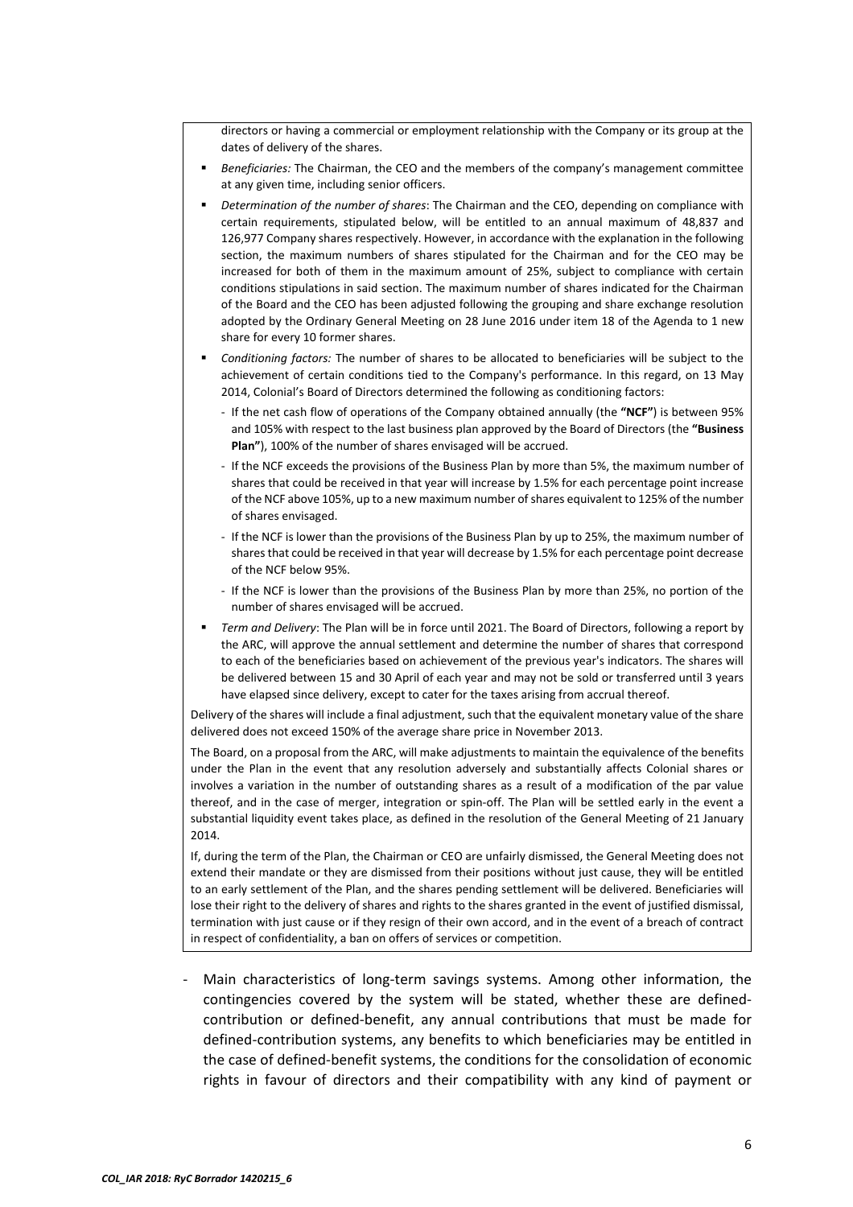directors or having a commercial or employment relationship with the Company or its group at the dates of delivery of the shares.

- *Beneficiaries:* The Chairman, the CEO and the members of the company's management committee at any given time, including senior officers.
- *Determination of the number of shares*: The Chairman and the CEO, depending on compliance with certain requirements, stipulated below, will be entitled to an annual maximum of 48,837 and 126,977 Company shares respectively. However, in accordance with the explanation in the following section, the maximum numbers of shares stipulated for the Chairman and for the CEO may be increased for both of them in the maximum amount of 25%, subject to compliance with certain conditions stipulations in said section. The maximum number of shares indicated for the Chairman of the Board and the CEO has been adjusted following the grouping and share exchange resolution adopted by the Ordinary General Meeting on 28 June 2016 under item 18 of the Agenda to 1 new share for every 10 former shares.
- *Conditioning factors:* The number of shares to be allocated to beneficiaries will be subject to the achievement of certain conditions tied to the Company's performance. In this regard, on 13 May 2014, Colonial's Board of Directors determined the following as conditioning factors:
  - If the net cash flow of operations of the Company obtained annually (the **"NCF"**) is between 95% and 105% with respect to the last business plan approved by the Board of Directors (the **"Business Plan"**), 100% of the number of shares envisaged will be accrued.
  - If the NCF exceeds the provisions of the Business Plan by more than 5%, the maximum number of shares that could be received in that year will increase by 1.5% for each percentage point increase of the NCF above 105%, up to a new maximum number of shares equivalent to 125% of the number of shares envisaged.
  - If the NCF is lower than the provisions of the Business Plan by up to 25%, the maximum number of shares that could be received in that year will decrease by 1.5% for each percentage point decrease of the NCF below 95%.
  - If the NCF is lower than the provisions of the Business Plan by more than 25%, no portion of the number of shares envisaged will be accrued.
- *Term and Delivery*: The Plan will be in force until 2021. The Board of Directors, following a report by the ARC, will approve the annual settlement and determine the number of shares that correspond to each of the beneficiaries based on achievement of the previous year's indicators. The shares will be delivered between 15 and 30 April of each year and may not be sold or transferred until 3 years have elapsed since delivery, except to cater for the taxes arising from accrual thereof.

Delivery of the shares will include a final adjustment, such that the equivalent monetary value of the share delivered does not exceed 150% of the average share price in November 2013.

The Board, on a proposal from the ARC, will make adjustments to maintain the equivalence of the benefits under the Plan in the event that any resolution adversely and substantially affects Colonial shares or involves a variation in the number of outstanding shares as a result of a modification of the par value thereof, and in the case of merger, integration or spin-off. The Plan will be settled early in the event a substantial liquidity event takes place, as defined in the resolution of the General Meeting of 21 January 2014.

If, during the term of the Plan, the Chairman or CEO are unfairly dismissed, the General Meeting does not extend their mandate or they are dismissed from their positions without just cause, they will be entitled to an early settlement of the Plan, and the shares pending settlement will be delivered. Beneficiaries will lose their right to the delivery of shares and rights to the shares granted in the event of justified dismissal, termination with just cause or if they resign of their own accord, and in the event of a breach of contract in respect of confidentiality, a ban on offers of services or competition.

- Main characteristics of long-term savings systems. Among other information, the contingencies covered by the system will be stated, whether these are defined-contribution or defined-benefit, any annual contributions that must be made for defined-contribution systems, any benefits to which beneficiaries may be entitled in the case of defined-benefit systems, the conditions for the consolidation of economic rights in favour of directors and their compatibility with any kind of payment or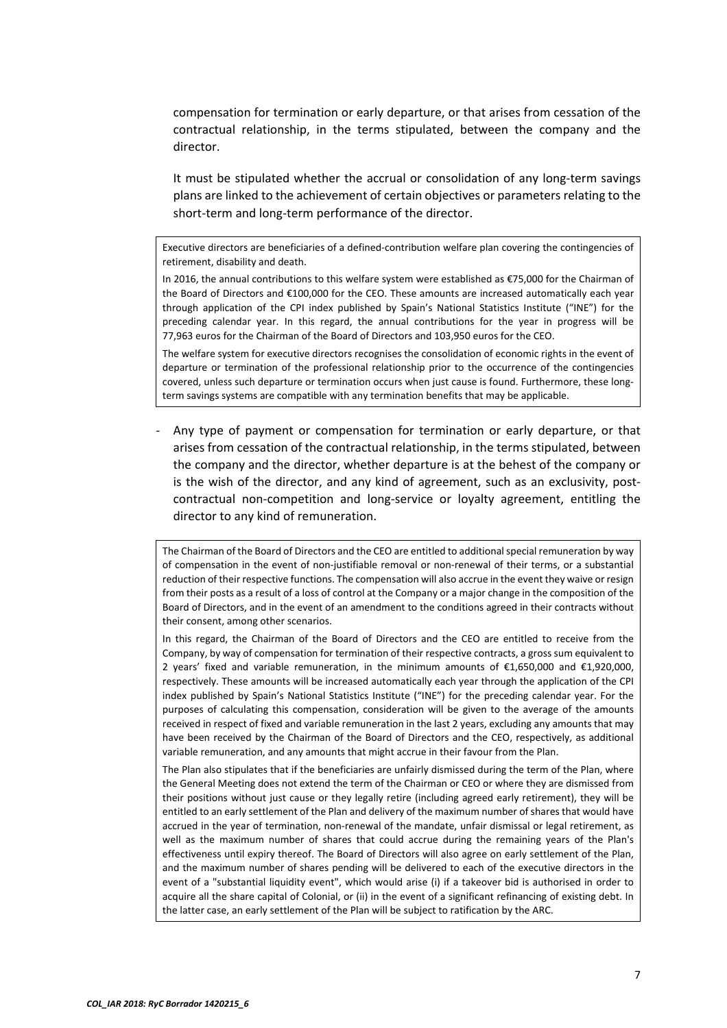compensation for termination or early departure, or that arises from cessation of the contractual relationship, in the terms stipulated, between the company and the director.

It must be stipulated whether the accrual or consolidation of any long-term savings plans are linked to the achievement of certain objectives or parameters relating to the short-term and long-term performance of the director.

> Executive directors are beneficiaries of a defined-contribution welfare plan covering the contingencies of retirement, disability and death.
>
> In 2016, the annual contributions to this welfare system were established as €75,000 for the Chairman of the Board of Directors and €100,000 for the CEO. These amounts are increased automatically each year through application of the CPI index published by Spain's National Statistics Institute ("INE") for the preceding calendar year. In this regard, the annual contributions for the year in progress will be 77,963 euros for the Chairman of the Board of Directors and 103,950 euros for the CEO.
>
> The welfare system for executive directors recognises the consolidation of economic rights in the event of departure or termination of the professional relationship prior to the occurrence of the contingencies covered, unless such departure or termination occurs when just cause is found. Furthermore, these long-term savings systems are compatible with any termination benefits that may be applicable.

- Any type of payment or compensation for termination or early departure, or that arises from cessation of the contractual relationship, in the terms stipulated, between the company and the director, whether departure is at the behest of the company or is the wish of the director, and any kind of agreement, such as an exclusivity, post-contractual non-competition and long-service or loyalty agreement, entitling the director to any kind of remuneration.

> The Chairman of the Board of Directors and the CEO are entitled to additional special remuneration by way of compensation in the event of non-justifiable removal or non-renewal of their terms, or a substantial reduction of their respective functions. The compensation will also accrue in the event they waive or resign from their posts as a result of a loss of control at the Company or a major change in the composition of the Board of Directors, and in the event of an amendment to the conditions agreed in their contracts without their consent, among other scenarios.
>
> In this regard, the Chairman of the Board of Directors and the CEO are entitled to receive from the Company, by way of compensation for termination of their respective contracts, a gross sum equivalent to 2 years' fixed and variable remuneration, in the minimum amounts of €1,650,000 and €1,920,000, respectively. These amounts will be increased automatically each year through the application of the CPI index published by Spain's National Statistics Institute ("INE") for the preceding calendar year. For the purposes of calculating this compensation, consideration will be given to the average of the amounts received in respect of fixed and variable remuneration in the last 2 years, excluding any amounts that may have been received by the Chairman of the Board of Directors and the CEO, respectively, as additional variable remuneration, and any amounts that might accrue in their favour from the Plan.
>
> The Plan also stipulates that if the beneficiaries are unfairly dismissed during the term of the Plan, where the General Meeting does not extend the term of the Chairman or CEO or where they are dismissed from their positions without just cause or they legally retire (including agreed early retirement), they will be entitled to an early settlement of the Plan and delivery of the maximum number of shares that would have accrued in the year of termination, non-renewal of the mandate, unfair dismissal or legal retirement, as well as the maximum number of shares that could accrue during the remaining years of the Plan's effectiveness until expiry thereof. The Board of Directors will also agree on early settlement of the Plan, and the maximum number of shares pending will be delivered to each of the executive directors in the event of a "substantial liquidity event", which would arise (i) if a takeover bid is authorised in order to acquire all the share capital of Colonial, or (ii) in the event of a significant refinancing of existing debt. In the latter case, an early settlement of the Plan will be subject to ratification by the ARC.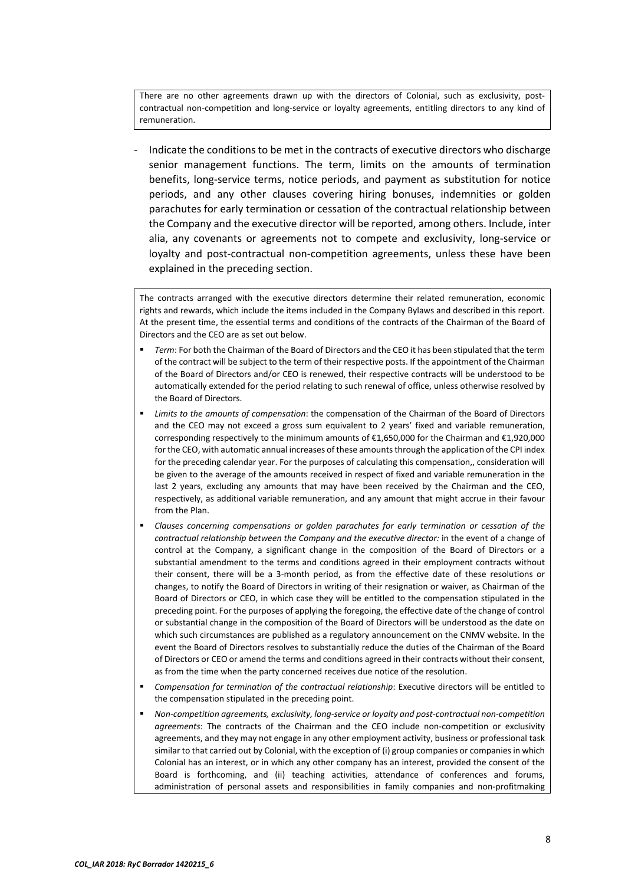There are no other agreements drawn up with the directors of Colonial, such as exclusivity, post-contractual non-competition and long-service or loyalty agreements, entitling directors to any kind of remuneration.

- Indicate the conditions to be met in the contracts of executive directors who discharge senior management functions. The term, limits on the amounts of termination benefits, long-service terms, notice periods, and payment as substitution for notice periods, and any other clauses covering hiring bonuses, indemnities or golden parachutes for early termination or cessation of the contractual relationship between the Company and the executive director will be reported, among others. Include, inter alia, any covenants or agreements not to compete and exclusivity, long-service or loyalty and post-contractual non-competition agreements, unless these have been explained in the preceding section.

The contracts arranged with the executive directors determine their related remuneration, economic rights and rewards, which include the items included in the Company Bylaws and described in this report. At the present time, the essential terms and conditions of the contracts of the Chairman of the Board of Directors and the CEO are as set out below.

- *Term*: For both the Chairman of the Board of Directors and the CEO it has been stipulated that the term of the contract will be subject to the term of their respective posts. If the appointment of the Chairman of the Board of Directors and/or CEO is renewed, their respective contracts will be understood to be automatically extended for the period relating to such renewal of office, unless otherwise resolved by the Board of Directors.
- *Limits to the amounts of compensation*: the compensation of the Chairman of the Board of Directors and the CEO may not exceed a gross sum equivalent to 2 years' fixed and variable remuneration, corresponding respectively to the minimum amounts of €1,650,000 for the Chairman and €1,920,000 for the CEO, with automatic annual increases of these amounts through the application of the CPI index for the preceding calendar year. For the purposes of calculating this compensation,, consideration will be given to the average of the amounts received in respect of fixed and variable remuneration in the last 2 years, excluding any amounts that may have been received by the Chairman and the CEO, respectively, as additional variable remuneration, and any amount that might accrue in their favour from the Plan.
- *Clauses concerning compensations or golden parachutes for early termination or cessation of the contractual relationship between the Company and the executive director:* in the event of a change of control at the Company, a significant change in the composition of the Board of Directors or a substantial amendment to the terms and conditions agreed in their employment contracts without their consent, there will be a 3-month period, as from the effective date of these resolutions or changes, to notify the Board of Directors in writing of their resignation or waiver, as Chairman of the Board of Directors or CEO, in which case they will be entitled to the compensation stipulated in the preceding point. For the purposes of applying the foregoing, the effective date of the change of control or substantial change in the composition of the Board of Directors will be understood as the date on which such circumstances are published as a regulatory announcement on the CNMV website. In the event the Board of Directors resolves to substantially reduce the duties of the Chairman of the Board of Directors or CEO or amend the terms and conditions agreed in their contracts without their consent, as from the time when the party concerned receives due notice of the resolution.
- *Compensation for termination of the contractual relationship*: Executive directors will be entitled to the compensation stipulated in the preceding point.
- *Non-competition agreements, exclusivity, long-service or loyalty and post-contractual non-competition agreements*: The contracts of the Chairman and the CEO include non-competition or exclusivity agreements, and they may not engage in any other employment activity, business or professional task similar to that carried out by Colonial, with the exception of (i) group companies or companies in which Colonial has an interest, or in which any other company has an interest, provided the consent of the Board is forthcoming, and (ii) teaching activities, attendance of conferences and forums, administration of personal assets and responsibilities in family companies and non-profitmaking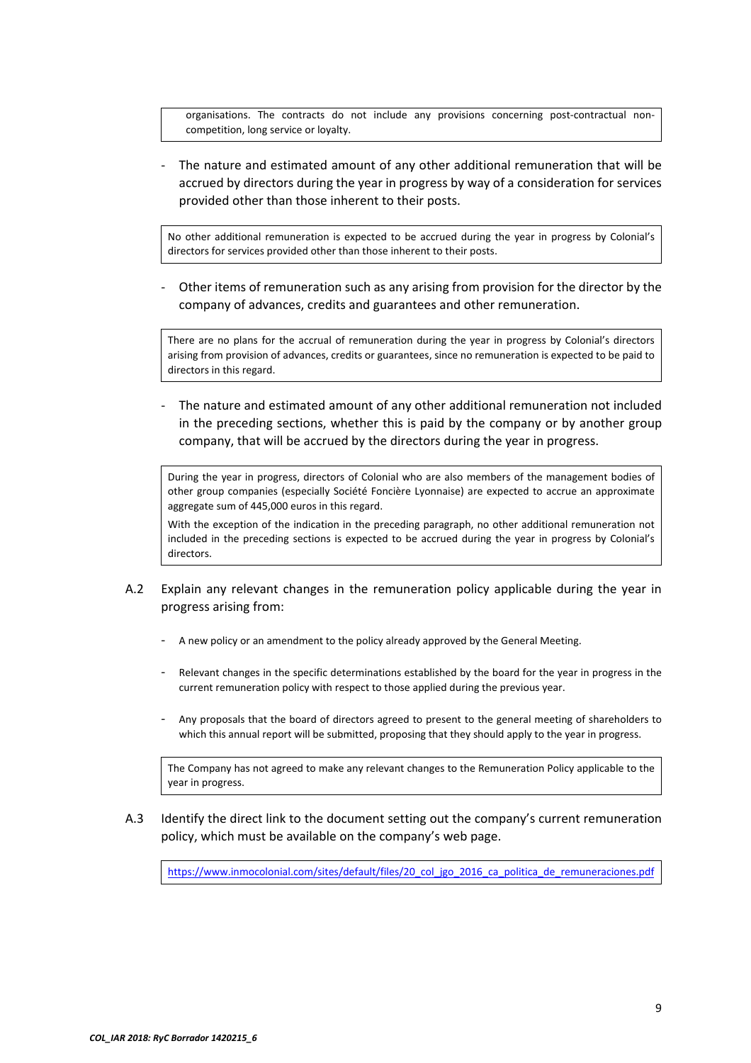organisations. The contracts do not include any provisions concerning post-contractual non-competition, long service or loyalty.

- The nature and estimated amount of any other additional remuneration that will be accrued by directors during the year in progress by way of a consideration for services provided other than those inherent to their posts.

No other additional remuneration is expected to be accrued during the year in progress by Colonial's directors for services provided other than those inherent to their posts.

- Other items of remuneration such as any arising from provision for the director by the company of advances, credits and guarantees and other remuneration.

There are no plans for the accrual of remuneration during the year in progress by Colonial's directors arising from provision of advances, credits or guarantees, since no remuneration is expected to be paid to directors in this regard.

- The nature and estimated amount of any other additional remuneration not included in the preceding sections, whether this is paid by the company or by another group company, that will be accrued by the directors during the year in progress.

During the year in progress, directors of Colonial who are also members of the management bodies of other group companies (especially Société Foncière Lyonnaise) are expected to accrue an approximate aggregate sum of 445,000 euros in this regard.

With the exception of the indication in the preceding paragraph, no other additional remuneration not included in the preceding sections is expected to be accrued during the year in progress by Colonial's directors.

A.2 Explain any relevant changes in the remuneration policy applicable during the year in progress arising from:

- A new policy or an amendment to the policy already approved by the General Meeting.
- Relevant changes in the specific determinations established by the board for the year in progress in the current remuneration policy with respect to those applied during the previous year.
- Any proposals that the board of directors agreed to present to the general meeting of shareholders to which this annual report will be submitted, proposing that they should apply to the year in progress.

The Company has not agreed to make any relevant changes to the Remuneration Policy applicable to the year in progress.

A.3 Identify the direct link to the document setting out the company's current remuneration policy, which must be available on the company's web page.

https://www.inmocolonial.com/sites/default/files/20_col_jgo_2016_ca_politica_de_remuneraciones.pdf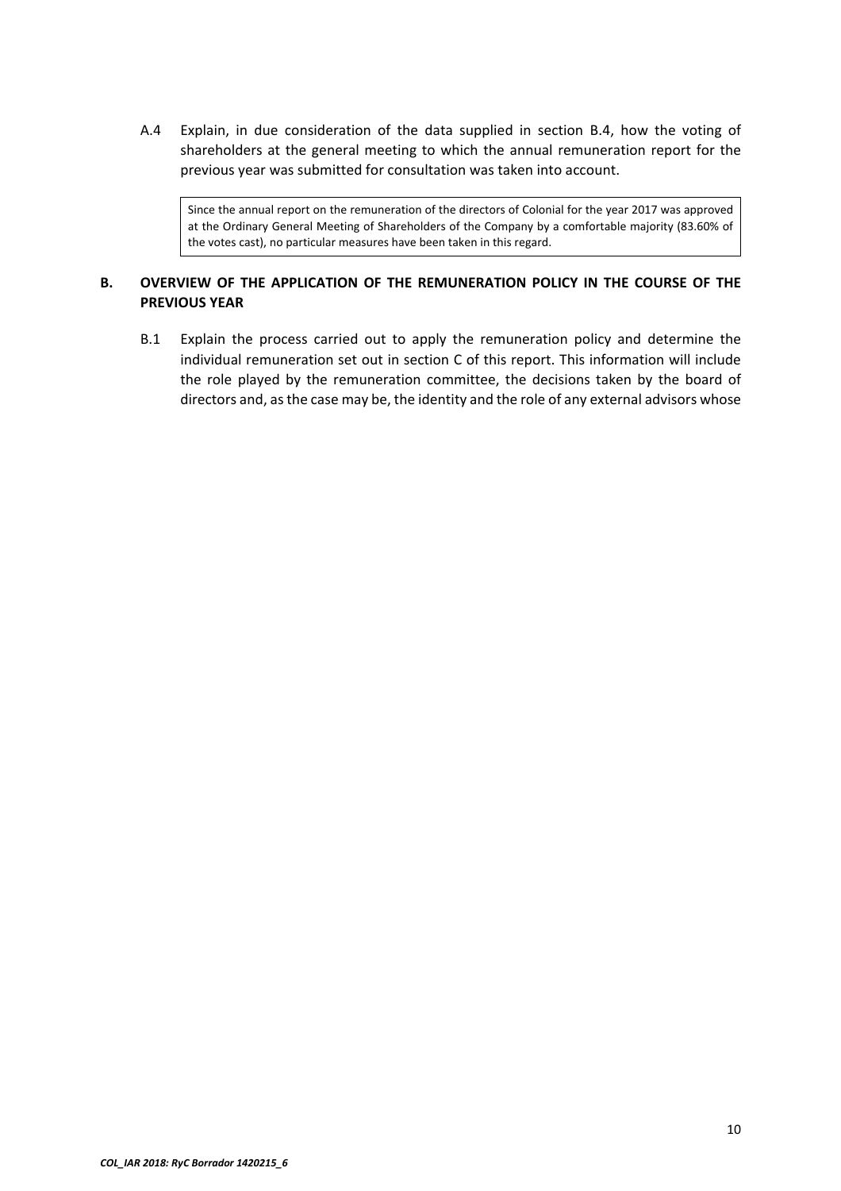A.4 Explain, in due consideration of the data supplied in section B.4, how the voting of shareholders at the general meeting to which the annual remuneration report for the previous year was submitted for consultation was taken into account.

> Since the annual report on the remuneration of the directors of Colonial for the year 2017 was approved at the Ordinary General Meeting of Shareholders of the Company by a comfortable majority (83.60% of the votes cast), no particular measures have been taken in this regard.

## B. OVERVIEW OF THE APPLICATION OF THE REMUNERATION POLICY IN THE COURSE OF THE PREVIOUS YEAR

B.1 Explain the process carried out to apply the remuneration policy and determine the individual remuneration set out in section C of this report. This information will include the role played by the remuneration committee, the decisions taken by the board of directors and, as the case may be, the identity and the role of any external advisors whose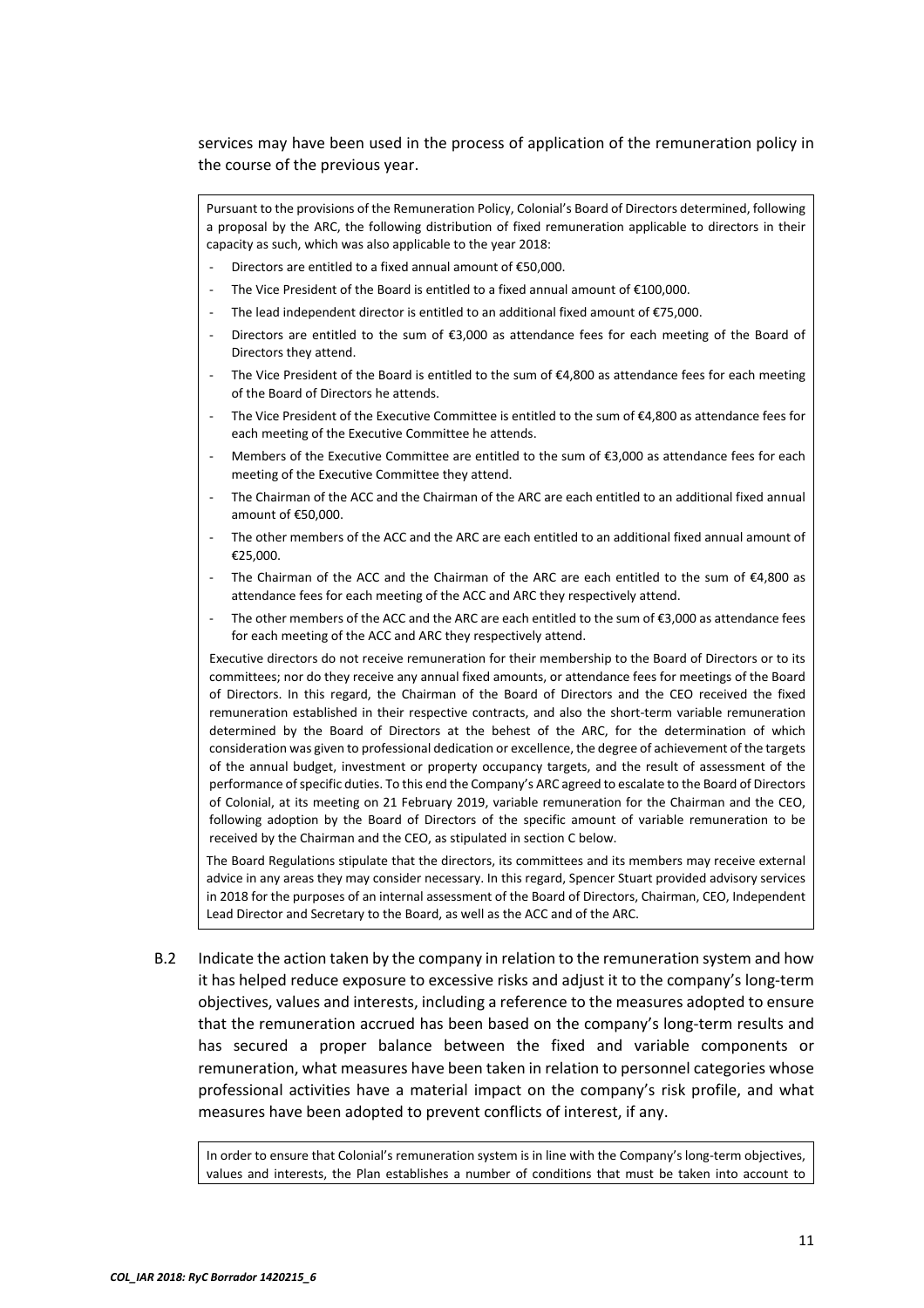services may have been used in the process of application of the remuneration policy in the course of the previous year.

Pursuant to the provisions of the Remuneration Policy, Colonial's Board of Directors determined, following a proposal by the ARC, the following distribution of fixed remuneration applicable to directors in their capacity as such, which was also applicable to the year 2018:

- Directors are entitled to a fixed annual amount of €50,000.
- The Vice President of the Board is entitled to a fixed annual amount of €100,000.
- The lead independent director is entitled to an additional fixed amount of €75,000.
- Directors are entitled to the sum of €3,000 as attendance fees for each meeting of the Board of Directors they attend.
- The Vice President of the Board is entitled to the sum of €4,800 as attendance fees for each meeting of the Board of Directors he attends.
- The Vice President of the Executive Committee is entitled to the sum of €4,800 as attendance fees for each meeting of the Executive Committee he attends.
- Members of the Executive Committee are entitled to the sum of €3,000 as attendance fees for each meeting of the Executive Committee they attend.
- The Chairman of the ACC and the Chairman of the ARC are each entitled to an additional fixed annual amount of €50,000.
- The other members of the ACC and the ARC are each entitled to an additional fixed annual amount of €25,000.
- The Chairman of the ACC and the Chairman of the ARC are each entitled to the sum of €4,800 as attendance fees for each meeting of the ACC and ARC they respectively attend.
- The other members of the ACC and the ARC are each entitled to the sum of €3,000 as attendance fees for each meeting of the ACC and ARC they respectively attend.

Executive directors do not receive remuneration for their membership to the Board of Directors or to its committees; nor do they receive any annual fixed amounts, or attendance fees for meetings of the Board of Directors. In this regard, the Chairman of the Board of Directors and the CEO received the fixed remuneration established in their respective contracts, and also the short-term variable remuneration determined by the Board of Directors at the behest of the ARC, for the determination of which consideration was given to professional dedication or excellence, the degree of achievement of the targets of the annual budget, investment or property occupancy targets, and the result of assessment of the performance of specific duties. To this end the Company's ARC agreed to escalate to the Board of Directors of Colonial, at its meeting on 21 February 2019, variable remuneration for the Chairman and the CEO, following adoption by the Board of Directors of the specific amount of variable remuneration to be received by the Chairman and the CEO, as stipulated in section C below.

The Board Regulations stipulate that the directors, its committees and its members may receive external advice in any areas they may consider necessary. In this regard, Spencer Stuart provided advisory services in 2018 for the purposes of an internal assessment of the Board of Directors, Chairman, CEO, Independent Lead Director and Secretary to the Board, as well as the ACC and of the ARC.

B.2 Indicate the action taken by the company in relation to the remuneration system and how it has helped reduce exposure to excessive risks and adjust it to the company's long-term objectives, values and interests, including a reference to the measures adopted to ensure that the remuneration accrued has been based on the company's long-term results and has secured a proper balance between the fixed and variable components or remuneration, what measures have been taken in relation to personnel categories whose professional activities have a material impact on the company's risk profile, and what measures have been adopted to prevent conflicts of interest, if any.

In order to ensure that Colonial's remuneration system is in line with the Company's long-term objectives, values and interests, the Plan establishes a number of conditions that must be taken into account to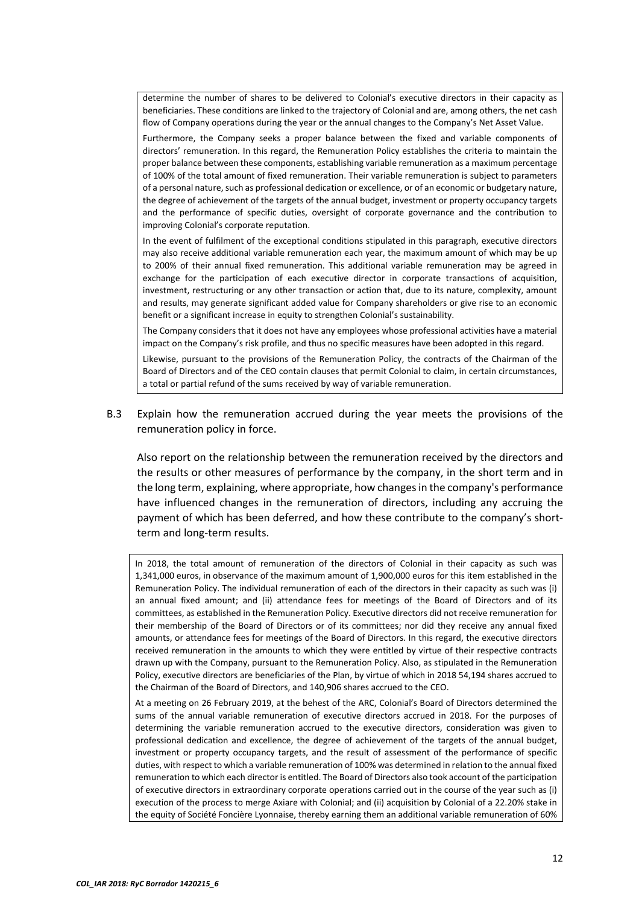determine the number of shares to be delivered to Colonial's executive directors in their capacity as beneficiaries. These conditions are linked to the trajectory of Colonial and are, among others, the net cash flow of Company operations during the year or the annual changes to the Company's Net Asset Value.

Furthermore, the Company seeks a proper balance between the fixed and variable components of directors' remuneration. In this regard, the Remuneration Policy establishes the criteria to maintain the proper balance between these components, establishing variable remuneration as a maximum percentage of 100% of the total amount of fixed remuneration. Their variable remuneration is subject to parameters of a personal nature, such as professional dedication or excellence, or of an economic or budgetary nature, the degree of achievement of the targets of the annual budget, investment or property occupancy targets and the performance of specific duties, oversight of corporate governance and the contribution to improving Colonial's corporate reputation.

In the event of fulfilment of the exceptional conditions stipulated in this paragraph, executive directors may also receive additional variable remuneration each year, the maximum amount of which may be up to 200% of their annual fixed remuneration. This additional variable remuneration may be agreed in exchange for the participation of each executive director in corporate transactions of acquisition, investment, restructuring or any other transaction or action that, due to its nature, complexity, amount and results, may generate significant added value for Company shareholders or give rise to an economic benefit or a significant increase in equity to strengthen Colonial's sustainability.

The Company considers that it does not have any employees whose professional activities have a material impact on the Company's risk profile, and thus no specific measures have been adopted in this regard.

Likewise, pursuant to the provisions of the Remuneration Policy, the contracts of the Chairman of the Board of Directors and of the CEO contain clauses that permit Colonial to claim, in certain circumstances, a total or partial refund of the sums received by way of variable remuneration.

B.3 Explain how the remuneration accrued during the year meets the provisions of the remuneration policy in force.

Also report on the relationship between the remuneration received by the directors and the results or other measures of performance by the company, in the short term and in the long term, explaining, where appropriate, how changes in the company's performance have influenced changes in the remuneration of directors, including any accruing the payment of which has been deferred, and how these contribute to the company's short-term and long-term results.

In 2018, the total amount of remuneration of the directors of Colonial in their capacity as such was 1,341,000 euros, in observance of the maximum amount of 1,900,000 euros for this item established in the Remuneration Policy. The individual remuneration of each of the directors in their capacity as such was (i) an annual fixed amount; and (ii) attendance fees for meetings of the Board of Directors and of its committees, as established in the Remuneration Policy. Executive directors did not receive remuneration for their membership of the Board of Directors or of its committees; nor did they receive any annual fixed amounts, or attendance fees for meetings of the Board of Directors. In this regard, the executive directors received remuneration in the amounts to which they were entitled by virtue of their respective contracts drawn up with the Company, pursuant to the Remuneration Policy. Also, as stipulated in the Remuneration Policy, executive directors are beneficiaries of the Plan, by virtue of which in 2018 54,194 shares accrued to the Chairman of the Board of Directors, and 140,906 shares accrued to the CEO.

At a meeting on 26 February 2019, at the behest of the ARC, Colonial's Board of Directors determined the sums of the annual variable remuneration of executive directors accrued in 2018. For the purposes of determining the variable remuneration accrued to the executive directors, consideration was given to professional dedication and excellence, the degree of achievement of the targets of the annual budget, investment or property occupancy targets, and the result of assessment of the performance of specific duties, with respect to which a variable remuneration of 100% was determined in relation to the annual fixed remuneration to which each director is entitled. The Board of Directors also took account of the participation of executive directors in extraordinary corporate operations carried out in the course of the year such as (i) execution of the process to merge Axiare with Colonial; and (ii) acquisition by Colonial of a 22.20% stake in the equity of Société Foncière Lyonnaise, thereby earning them an additional variable remuneration of 60%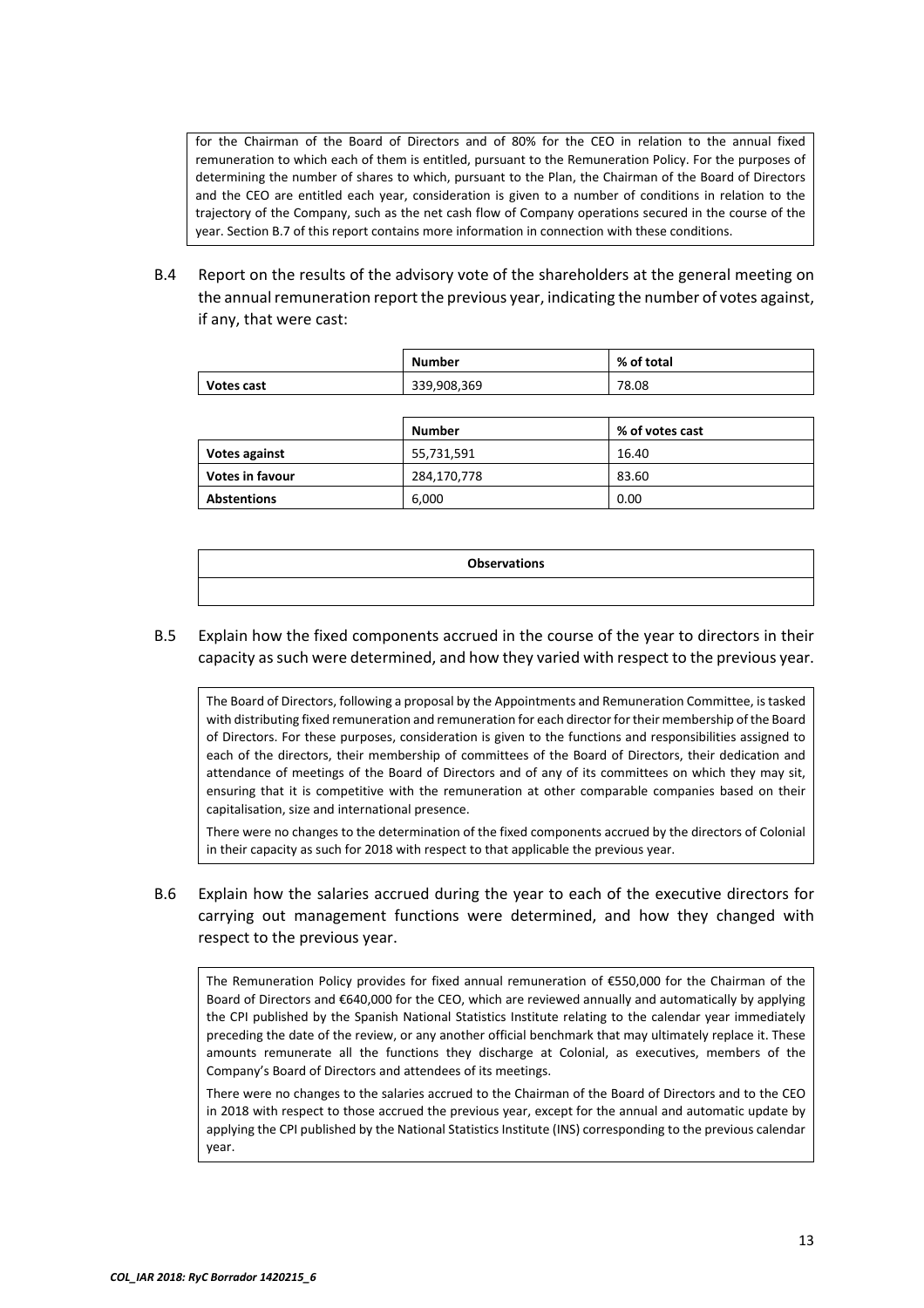for the Chairman of the Board of Directors and of 80% for the CEO in relation to the annual fixed remuneration to which each of them is entitled, pursuant to the Remuneration Policy. For the purposes of determining the number of shares to which, pursuant to the Plan, the Chairman of the Board of Directors and the CEO are entitled each year, consideration is given to a number of conditions in relation to the trajectory of the Company, such as the net cash flow of Company operations secured in the course of the year. Section B.7 of this report contains more information in connection with these conditions.

B.4 Report on the results of the advisory vote of the shareholders at the general meeting on the annual remuneration report the previous year, indicating the number of votes against, if any, that were cast:

| | Number | % of total |
|---|---|---|
| **Votes cast** | 339,908,369 | 78.08 |

| | Number | % of votes cast |
|---|---|---|
| **Votes against** | 55,731,591 | 16.40 |
| **Votes in favour** | 284,170,778 | 83.60 |
| **Abstentions** | 6,000 | 0.00 |

| Observations |
|---|
| |

B.5 Explain how the fixed components accrued in the course of the year to directors in their capacity as such were determined, and how they varied with respect to the previous year.

The Board of Directors, following a proposal by the Appointments and Remuneration Committee, is tasked with distributing fixed remuneration and remuneration for each director for their membership of the Board of Directors. For these purposes, consideration is given to the functions and responsibilities assigned to each of the directors, their membership of committees of the Board of Directors, their dedication and attendance of meetings of the Board of Directors and of any of its committees on which they may sit, ensuring that it is competitive with the remuneration at other comparable companies based on their capitalisation, size and international presence.

There were no changes to the determination of the fixed components accrued by the directors of Colonial in their capacity as such for 2018 with respect to that applicable the previous year.

B.6 Explain how the salaries accrued during the year to each of the executive directors for carrying out management functions were determined, and how they changed with respect to the previous year.

The Remuneration Policy provides for fixed annual remuneration of €550,000 for the Chairman of the Board of Directors and €640,000 for the CEO, which are reviewed annually and automatically by applying the CPI published by the Spanish National Statistics Institute relating to the calendar year immediately preceding the date of the review, or any another official benchmark that may ultimately replace it. These amounts remunerate all the functions they discharge at Colonial, as executives, members of the Company's Board of Directors and attendees of its meetings.

There were no changes to the salaries accrued to the Chairman of the Board of Directors and to the CEO in 2018 with respect to those accrued the previous year, except for the annual and automatic update by applying the CPI published by the National Statistics Institute (INS) corresponding to the previous calendar year.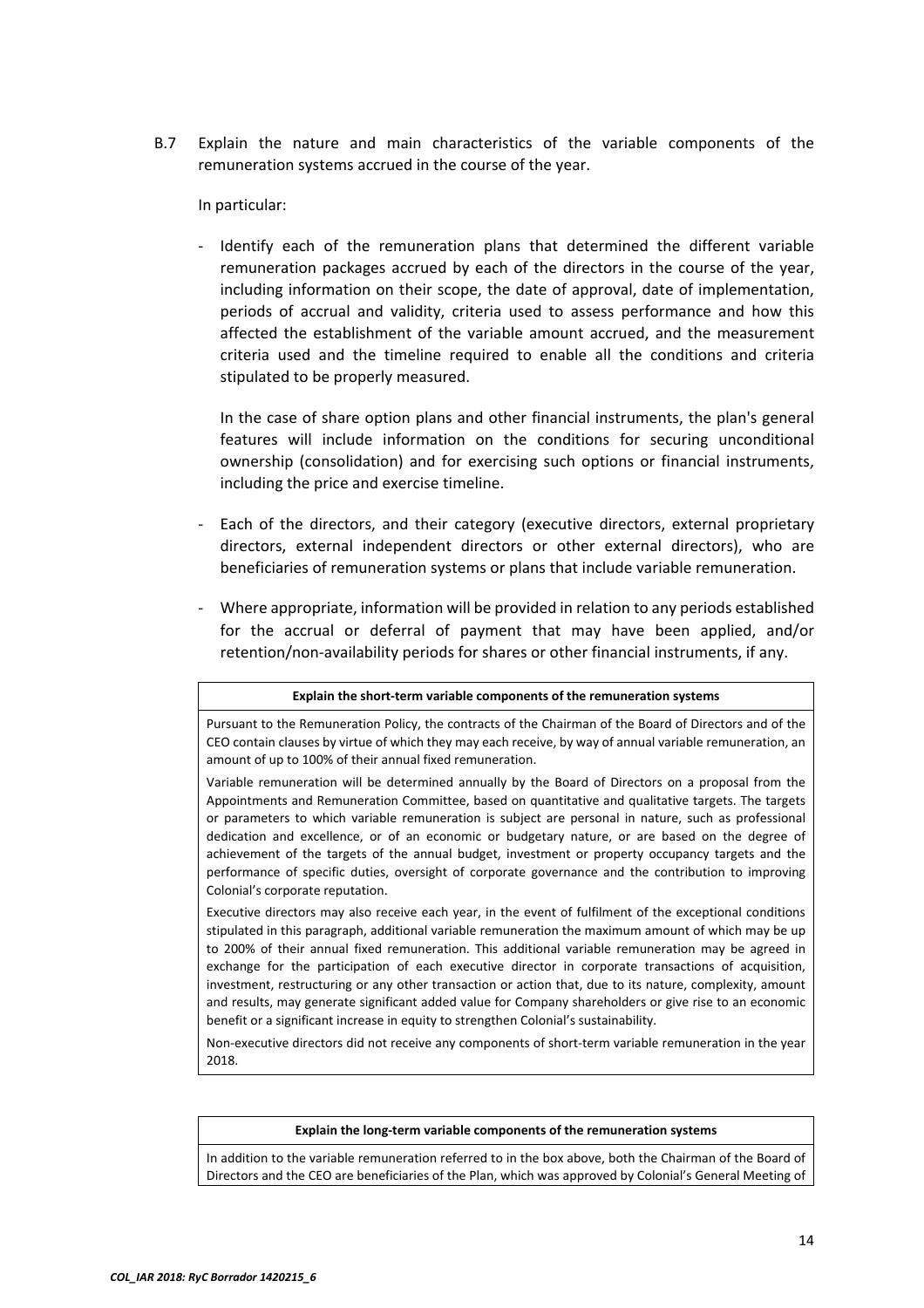B.7 Explain the nature and main characteristics of the variable components of the remuneration systems accrued in the course of the year.

In particular:

- Identify each of the remuneration plans that determined the different variable remuneration packages accrued by each of the directors in the course of the year, including information on their scope, the date of approval, date of implementation, periods of accrual and validity, criteria used to assess performance and how this affected the establishment of the variable amount accrued, and the measurement criteria used and the timeline required to enable all the conditions and criteria stipulated to be properly measured.

  In the case of share option plans and other financial instruments, the plan's general features will include information on the conditions for securing unconditional ownership (consolidation) and for exercising such options or financial instruments, including the price and exercise timeline.

- Each of the directors, and their category (executive directors, external proprietary directors, external independent directors or other external directors), who are beneficiaries of remuneration systems or plans that include variable remuneration.

- Where appropriate, information will be provided in relation to any periods established for the accrual or deferral of payment that may have been applied, and/or retention/non-availability periods for shares or other financial instruments, if any.

| **Explain the short-term variable components of the remuneration systems** |
|---|
| Pursuant to the Remuneration Policy, the contracts of the Chairman of the Board of Directors and of the CEO contain clauses by virtue of which they may each receive, by way of annual variable remuneration, an amount of up to 100% of their annual fixed remuneration.<br><br>Variable remuneration will be determined annually by the Board of Directors on a proposal from the Appointments and Remuneration Committee, based on quantitative and qualitative targets. The targets or parameters to which variable remuneration is subject are personal in nature, such as professional dedication and excellence, or of an economic or budgetary nature, or are based on the degree of achievement of the targets of the annual budget, investment or property occupancy targets and the performance of specific duties, oversight of corporate governance and the contribution to improving Colonial's corporate reputation.<br><br>Executive directors may also receive each year, in the event of fulfilment of the exceptional conditions stipulated in this paragraph, additional variable remuneration the maximum amount of which may be up to 200% of their annual fixed remuneration. This additional variable remuneration may be agreed in exchange for the participation of each executive director in corporate transactions of acquisition, investment, restructuring or any other transaction or action that, due to its nature, complexity, amount and results, may generate significant added value for Company shareholders or give rise to an economic benefit or a significant increase in equity to strengthen Colonial's sustainability.<br><br>Non-executive directors did not receive any components of short-term variable remuneration in the year 2018. |

| **Explain the long-term variable components of the remuneration systems** |
|---|
| In addition to the variable remuneration referred to in the box above, both the Chairman of the Board of Directors and the CEO are beneficiaries of the Plan, which was approved by Colonial's General Meeting of |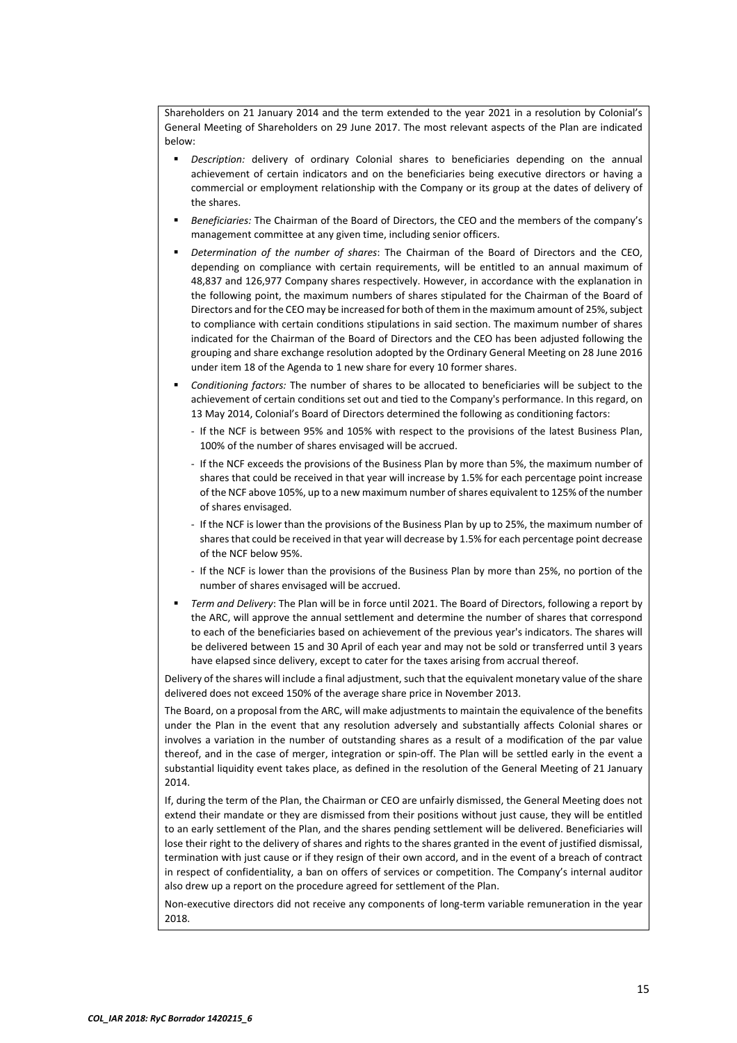Shareholders on 21 January 2014 and the term extended to the year 2021 in a resolution by Colonial's General Meeting of Shareholders on 29 June 2017. The most relevant aspects of the Plan are indicated below:

- *Description:* delivery of ordinary Colonial shares to beneficiaries depending on the annual achievement of certain indicators and on the beneficiaries being executive directors or having a commercial or employment relationship with the Company or its group at the dates of delivery of the shares.
- *Beneficiaries:* The Chairman of the Board of Directors, the CEO and the members of the company's management committee at any given time, including senior officers.
- *Determination of the number of shares*: The Chairman of the Board of Directors and the CEO, depending on compliance with certain requirements, will be entitled to an annual maximum of 48,837 and 126,977 Company shares respectively. However, in accordance with the explanation in the following point, the maximum numbers of shares stipulated for the Chairman of the Board of Directors and for the CEO may be increased for both of them in the maximum amount of 25%, subject to compliance with certain conditions stipulations in said section. The maximum number of shares indicated for the Chairman of the Board of Directors and the CEO has been adjusted following the grouping and share exchange resolution adopted by the Ordinary General Meeting on 28 June 2016 under item 18 of the Agenda to 1 new share for every 10 former shares.
- *Conditioning factors:* The number of shares to be allocated to beneficiaries will be subject to the achievement of certain conditions set out and tied to the Company's performance. In this regard, on 13 May 2014, Colonial's Board of Directors determined the following as conditioning factors:
  - If the NCF is between 95% and 105% with respect to the provisions of the latest Business Plan, 100% of the number of shares envisaged will be accrued.
  - If the NCF exceeds the provisions of the Business Plan by more than 5%, the maximum number of shares that could be received in that year will increase by 1.5% for each percentage point increase of the NCF above 105%, up to a new maximum number of shares equivalent to 125% of the number of shares envisaged.
  - If the NCF is lower than the provisions of the Business Plan by up to 25%, the maximum number of shares that could be received in that year will decrease by 1.5% for each percentage point decrease of the NCF below 95%.
  - If the NCF is lower than the provisions of the Business Plan by more than 25%, no portion of the number of shares envisaged will be accrued.
- *Term and Delivery*: The Plan will be in force until 2021. The Board of Directors, following a report by the ARC, will approve the annual settlement and determine the number of shares that correspond to each of the beneficiaries based on achievement of the previous year's indicators. The shares will be delivered between 15 and 30 April of each year and may not be sold or transferred until 3 years have elapsed since delivery, except to cater for the taxes arising from accrual thereof.

Delivery of the shares will include a final adjustment, such that the equivalent monetary value of the share delivered does not exceed 150% of the average share price in November 2013.

The Board, on a proposal from the ARC, will make adjustments to maintain the equivalence of the benefits under the Plan in the event that any resolution adversely and substantially affects Colonial shares or involves a variation in the number of outstanding shares as a result of a modification of the par value thereof, and in the case of merger, integration or spin-off. The Plan will be settled early in the event a substantial liquidity event takes place, as defined in the resolution of the General Meeting of 21 January 2014.

If, during the term of the Plan, the Chairman or CEO are unfairly dismissed, the General Meeting does not extend their mandate or they are dismissed from their positions without just cause, they will be entitled to an early settlement of the Plan, and the shares pending settlement will be delivered. Beneficiaries will lose their right to the delivery of shares and rights to the shares granted in the event of justified dismissal, termination with just cause or if they resign of their own accord, and in the event of a breach of contract in respect of confidentiality, a ban on offers of services or competition. The Company's internal auditor also drew up a report on the procedure agreed for settlement of the Plan.

Non-executive directors did not receive any components of long-term variable remuneration in the year 2018.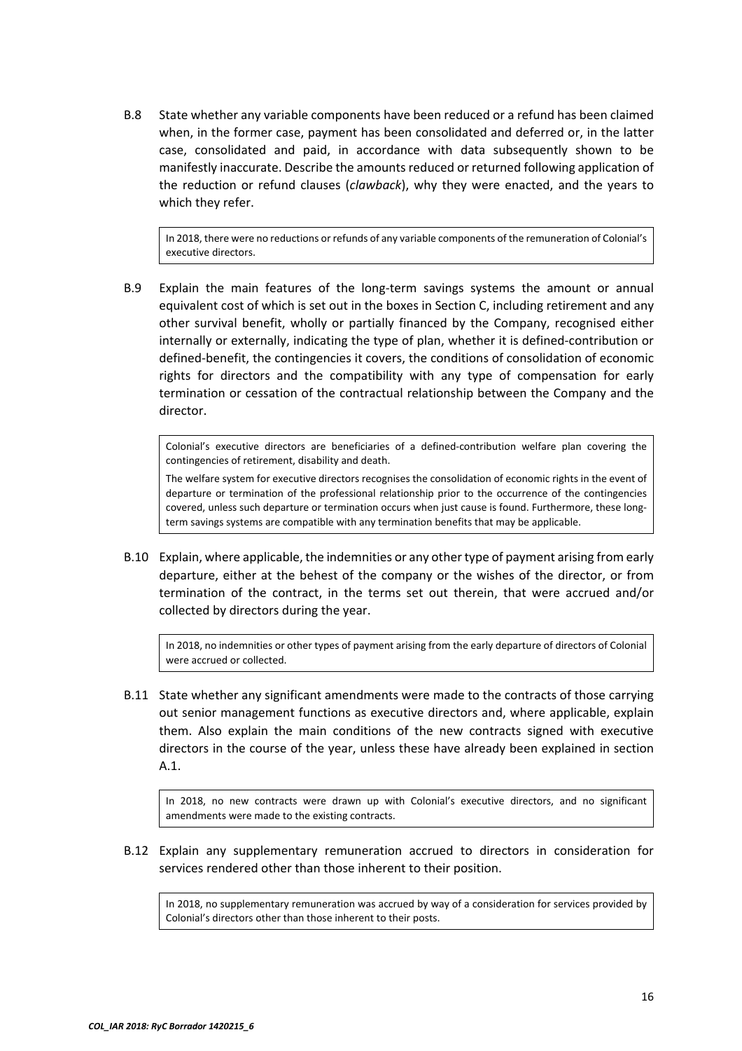B.8 State whether any variable components have been reduced or a refund has been claimed when, in the former case, payment has been consolidated and deferred or, in the latter case, consolidated and paid, in accordance with data subsequently shown to be manifestly inaccurate. Describe the amounts reduced or returned following application of the reduction or refund clauses (*clawback*), why they were enacted, and the years to which they refer.

> In 2018, there were no reductions or refunds of any variable components of the remuneration of Colonial's executive directors.

B.9 Explain the main features of the long-term savings systems the amount or annual equivalent cost of which is set out in the boxes in Section C, including retirement and any other survival benefit, wholly or partially financed by the Company, recognised either internally or externally, indicating the type of plan, whether it is defined-contribution or defined-benefit, the contingencies it covers, the conditions of consolidation of economic rights for directors and the compatibility with any type of compensation for early termination or cessation of the contractual relationship between the Company and the director.

> Colonial's executive directors are beneficiaries of a defined-contribution welfare plan covering the contingencies of retirement, disability and death.
>
> The welfare system for executive directors recognises the consolidation of economic rights in the event of departure or termination of the professional relationship prior to the occurrence of the contingencies covered, unless such departure or termination occurs when just cause is found. Furthermore, these long-term savings systems are compatible with any termination benefits that may be applicable.

B.10 Explain, where applicable, the indemnities or any other type of payment arising from early departure, either at the behest of the company or the wishes of the director, or from termination of the contract, in the terms set out therein, that were accrued and/or collected by directors during the year.

> In 2018, no indemnities or other types of payment arising from the early departure of directors of Colonial were accrued or collected.

B.11 State whether any significant amendments were made to the contracts of those carrying out senior management functions as executive directors and, where applicable, explain them. Also explain the main conditions of the new contracts signed with executive directors in the course of the year, unless these have already been explained in section A.1.

> In 2018, no new contracts were drawn up with Colonial's executive directors, and no significant amendments were made to the existing contracts.

B.12 Explain any supplementary remuneration accrued to directors in consideration for services rendered other than those inherent to their position.

> In 2018, no supplementary remuneration was accrued by way of a consideration for services provided by Colonial's directors other than those inherent to their posts.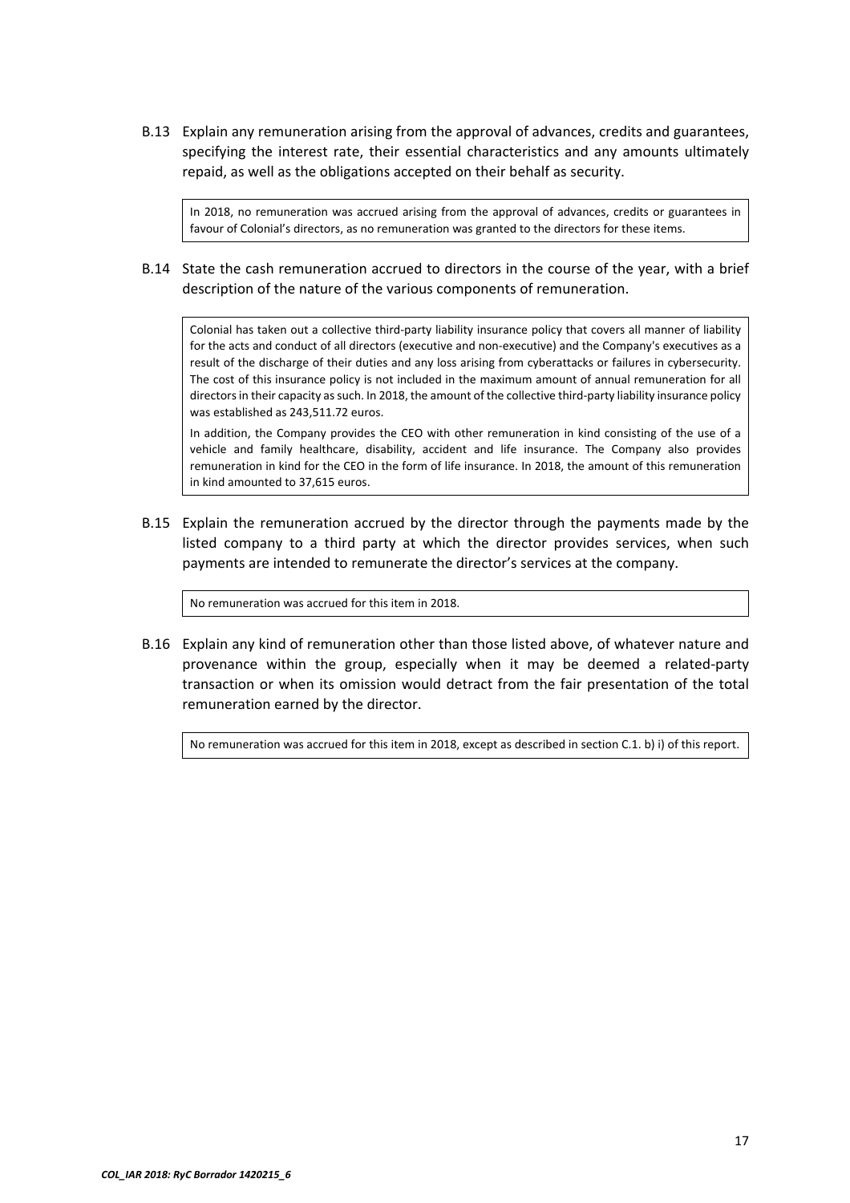B.13 Explain any remuneration arising from the approval of advances, credits and guarantees, specifying the interest rate, their essential characteristics and any amounts ultimately repaid, as well as the obligations accepted on their behalf as security.

> In 2018, no remuneration was accrued arising from the approval of advances, credits or guarantees in favour of Colonial's directors, as no remuneration was granted to the directors for these items.

B.14 State the cash remuneration accrued to directors in the course of the year, with a brief description of the nature of the various components of remuneration.

> Colonial has taken out a collective third-party liability insurance policy that covers all manner of liability for the acts and conduct of all directors (executive and non-executive) and the Company's executives as a result of the discharge of their duties and any loss arising from cyberattacks or failures in cybersecurity. The cost of this insurance policy is not included in the maximum amount of annual remuneration for all directors in their capacity as such. In 2018, the amount of the collective third-party liability insurance policy was established as 243,511.72 euros.
>
> In addition, the Company provides the CEO with other remuneration in kind consisting of the use of a vehicle and family healthcare, disability, accident and life insurance. The Company also provides remuneration in kind for the CEO in the form of life insurance. In 2018, the amount of this remuneration in kind amounted to 37,615 euros.

B.15 Explain the remuneration accrued by the director through the payments made by the listed company to a third party at which the director provides services, when such payments are intended to remunerate the director's services at the company.

> No remuneration was accrued for this item in 2018.

B.16 Explain any kind of remuneration other than those listed above, of whatever nature and provenance within the group, especially when it may be deemed a related-party transaction or when its omission would detract from the fair presentation of the total remuneration earned by the director.

> No remuneration was accrued for this item in 2018, except as described in section C.1. b) i) of this report.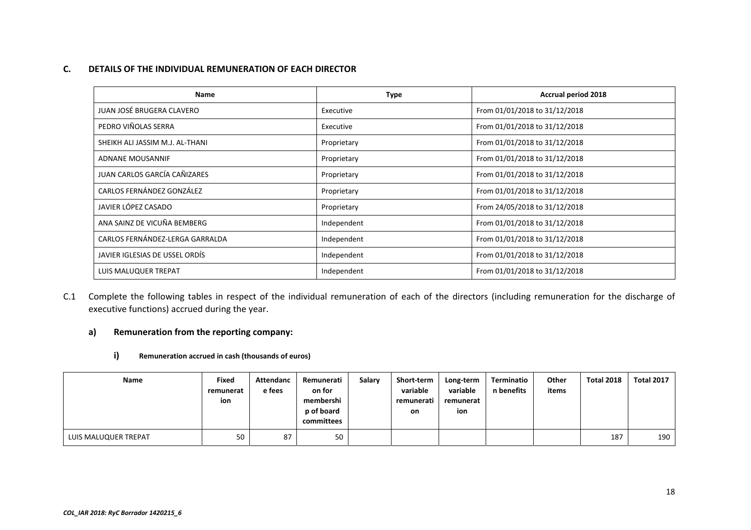## C. DETAILS OF THE INDIVIDUAL REMUNERATION OF EACH DIRECTOR

| Name | Type | Accrual period 2018 |
|---|---|---|
| JUAN JOSÉ BRUGERA CLAVERO | Executive | From 01/01/2018 to 31/12/2018 |
| PEDRO VIÑOLAS SERRA | Executive | From 01/01/2018 to 31/12/2018 |
| SHEIKH ALI JASSIM M.J. AL-THANI | Proprietary | From 01/01/2018 to 31/12/2018 |
| ADNANE MOUSANNIF | Proprietary | From 01/01/2018 to 31/12/2018 |
| JUAN CARLOS GARCÍA CAÑIZARES | Proprietary | From 01/01/2018 to 31/12/2018 |
| CARLOS FERNÁNDEZ GONZÁLEZ | Proprietary | From 01/01/2018 to 31/12/2018 |
| JAVIER LÓPEZ CASADO | Proprietary | From 24/05/2018 to 31/12/2018 |
| ANA SAINZ DE VICUÑA BEMBERG | Independent | From 01/01/2018 to 31/12/2018 |
| CARLOS FERNÁNDEZ-LERGA GARRALDA | Independent | From 01/01/2018 to 31/12/2018 |
| JAVIER IGLESIAS DE USSEL ORDÍS | Independent | From 01/01/2018 to 31/12/2018 |
| LUIS MALUQUER TREPAT | Independent | From 01/01/2018 to 31/12/2018 |

C.1 Complete the following tables in respect of the individual remuneration of each of the directors (including remuneration for the discharge of executive functions) accrued during the year.

### a) Remuneration from the reporting company:

#### i) Remuneration accrued in cash (thousands of euros)

| Name | Fixed remuneration | Attendance fees | Remuneration for membership of board committees | Salary | Short-term variable remuneration | Long-term variable remuneration | Termination benefits | Other items | Total 2018 | Total 2017 |
|---|---|---|---|---|---|---|---|---|---|---|
| LUIS MALUQUER TREPAT | 50 | 87 | 50 | | | | | | 187 | 190 |

*COL_IAR 2018: RyC Borrador 1420215_6*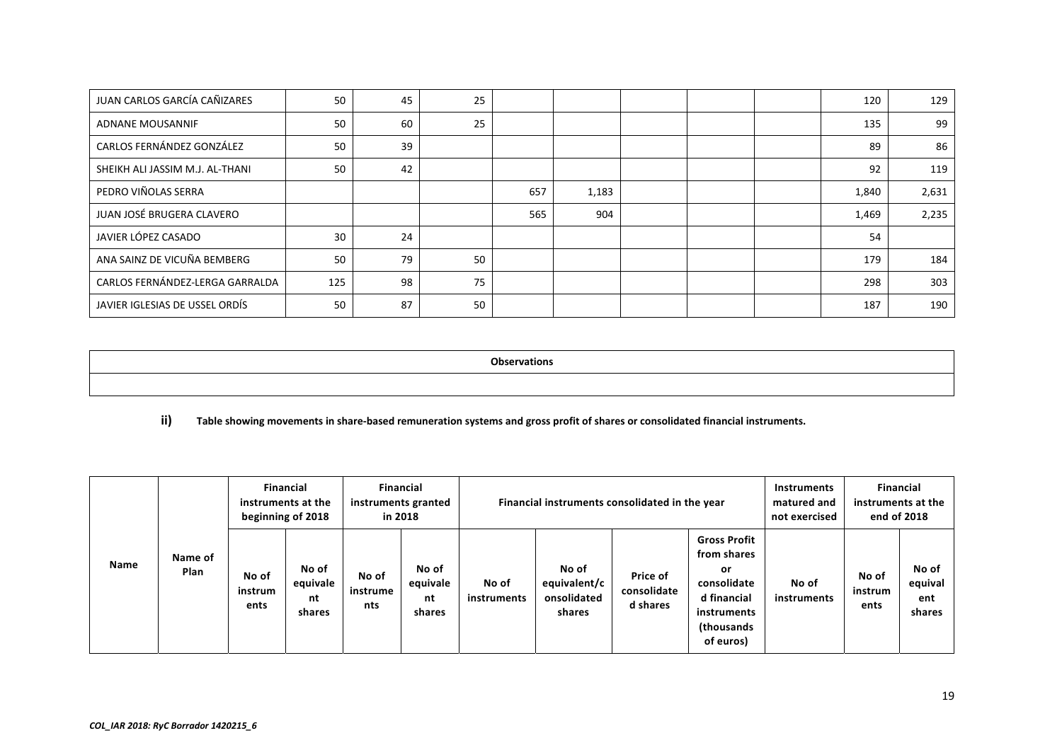| | | | | | | | | | | |
|---|---|---|---|---|---|---|---|---|---|---|
| JUAN CARLOS GARCÍA CAÑIZARES | 50 | 45 | 25 | | | | | | 120 | 129 |
| ADNANE MOUSANNIF | 50 | 60 | 25 | | | | | | 135 | 99 |
| CARLOS FERNÁNDEZ GONZÁLEZ | 50 | 39 | | | | | | | 89 | 86 |
| SHEIKH ALI JASSIM M.J. AL-THANI | 50 | 42 | | | | | | | 92 | 119 |
| PEDRO VIÑOLAS SERRA | | | | 657 | 1,183 | | | | 1,840 | 2,631 |
| JUAN JOSÉ BRUGERA CLAVERO | | | | 565 | 904 | | | | 1,469 | 2,235 |
| JAVIER LÓPEZ CASADO | 30 | 24 | | | | | | | 54 | |
| ANA SAINZ DE VICUÑA BEMBERG | 50 | 79 | 50 | | | | | | 179 | 184 |
| CARLOS FERNÁNDEZ-LERGA GARRALDA | 125 | 98 | 75 | | | | | | 298 | 303 |
| JAVIER IGLESIAS DE USSEL ORDÍS | 50 | 87 | 50 | | | | | | 187 | 190 |

| **Observations** |
|---|
| |

**ii) Table showing movements in share-based remuneration systems and gross profit of shares or consolidated financial instruments.**

| Name | Name of Plan | Financial instruments at the beginning of 2018 | | Financial instruments granted in 2018 | | Financial instruments consolidated in the year | | | | Instruments matured and not exercised | Financial instruments at the end of 2018 | |
|---|---|---|---|---|---|---|---|---|---|---|---|---|
| | | No of instruments | No of equivalent shares | No of instruments | No of equivalent shares | No of instruments | No of equivalent/consolidated shares | Price of consolidated shares | Gross Profit from shares or consolidated financial instruments (thousands of euros) | No of instruments | No of instruments | No of equivalent shares |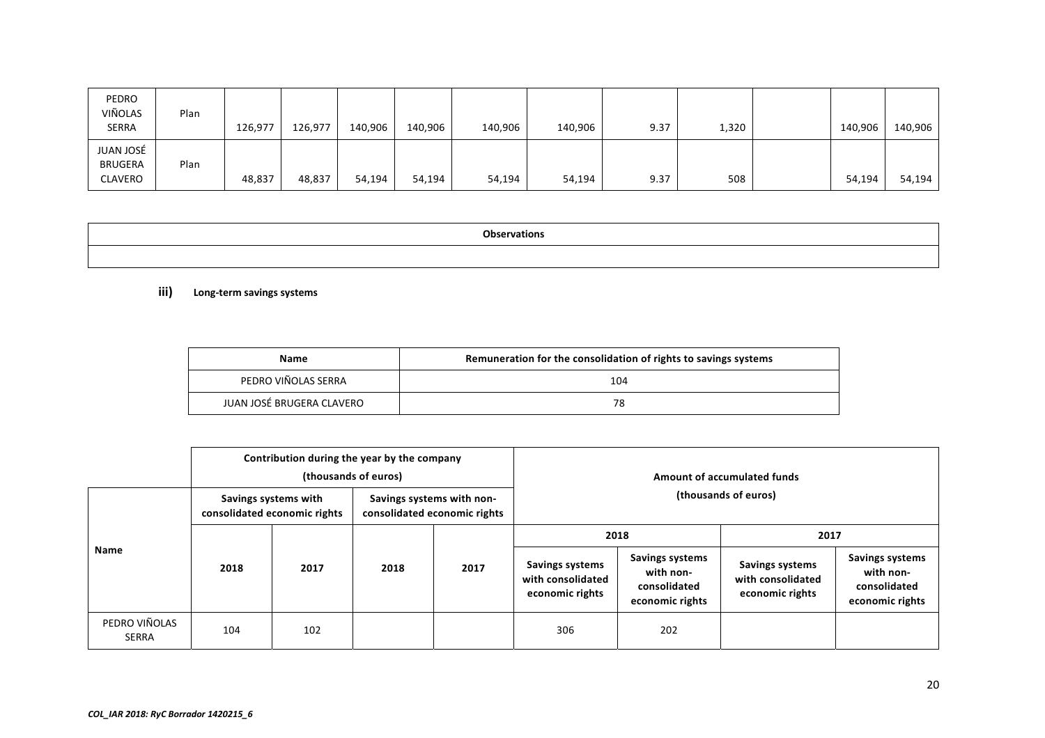| | | | | | | | | | | | | |
|---|---|---|---|---|---|---|---|---|---|---|---|---|
| PEDRO VIÑOLAS SERRA | Plan | 126,977 | 126,977 | 140,906 | 140,906 | 140,906 | 140,906 | 9.37 | 1,320 | | 140,906 | 140,906 |
| JUAN JOSÉ BRUGERA CLAVERO | Plan | 48,837 | 48,837 | 54,194 | 54,194 | 54,194 | 54,194 | 9.37 | 508 | | 54,194 | 54,194 |

| **Observations** |
|---|
| |

### iii) Long-term savings systems

| Name | Remuneration for the consolidation of rights to savings systems |
|---|---|
| PEDRO VIÑOLAS SERRA | 104 |
| JUAN JOSÉ BRUGERA CLAVERO | 78 |

| | **Contribution during the year by the company (thousands of euros)** | | | | **Amount of accumulated funds (thousands of euros)** | | | |
|---|---|---|---|---|---|---|---|---|
| | **Savings systems with consolidated economic rights** | | **Savings systems with non-consolidated economic rights** | | | | | |
| | | | | | **2018** | | **2017** | |
| **Name** | **2018** | **2017** | **2018** | **2017** | **Savings systems with consolidated economic rights** | **Savings systems with non-consolidated economic rights** | **Savings systems with consolidated economic rights** | **Savings systems with non-consolidated economic rights** |
| PEDRO VIÑOLAS SERRA | 104 | 102 | | | 306 | 202 | | |

*COL_IAR 2018: RyC Borrador 1420215_6*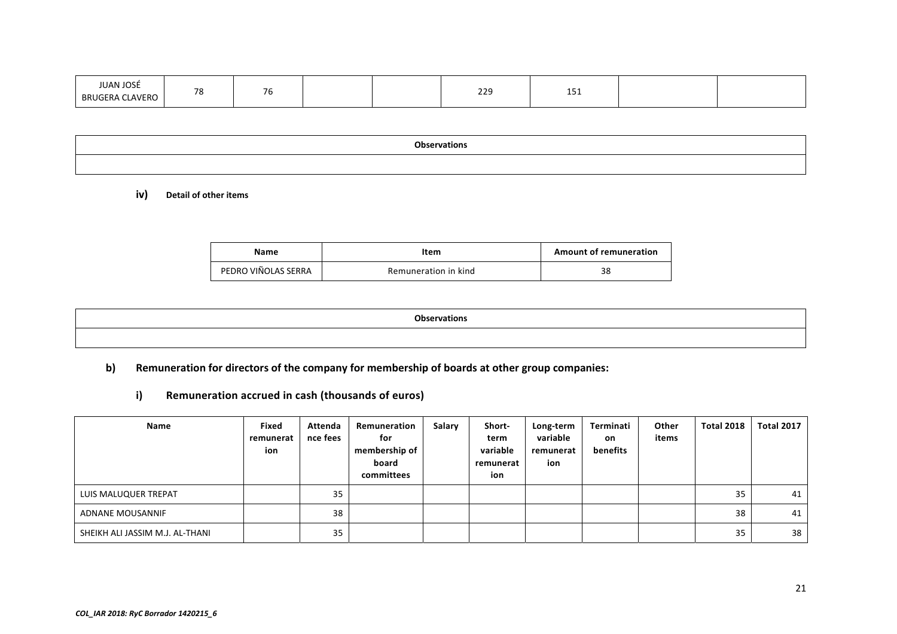| | | | | | | | | |
|---|---|---|---|---|---|---|---|---|
| JUAN JOSÉ BRUGERA CLAVERO | 78 | 76 | | | 229 | 151 | | |

| Observations |
|---|
| |

**iv) Detail of other items**

| Name | Item | Amount of remuneration |
|---|---|---|
| PEDRO VIÑOLAS SERRA | Remuneration in kind | 38 |

| Observations |
|---|
| |

### b) Remuneration for directors of the company for membership of boards at other group companies:

#### i) Remuneration accrued in cash (thousands of euros)

| Name | Fixed remuneration | Attendance fees | Remuneration for membership of board committees | Salary | Short-term variable remuneration | Long-term variable remuneration | Termination benefits | Other items | Total 2018 | Total 2017 |
|---|---|---|---|---|---|---|---|---|---|---|
| LUIS MALUQUER TREPAT | | 35 | | | | | | | 35 | 41 |
| ADNANE MOUSANNIF | | 38 | | | | | | | 38 | 41 |
| SHEIKH ALI JASSIM M.J. AL-THANI | | 35 | | | | | | | 35 | 38 |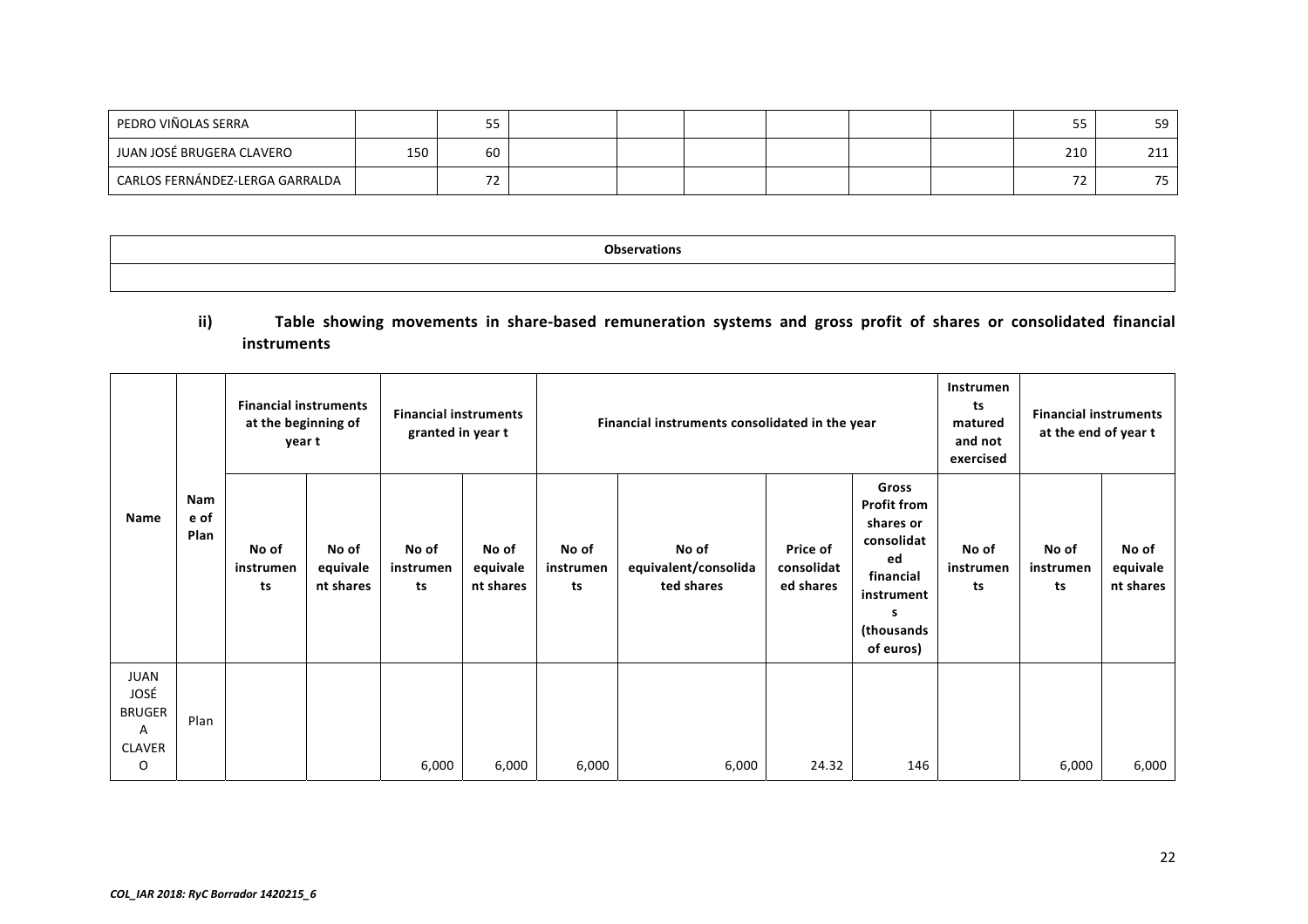| PEDRO VIÑOLAS SERRA | | 55 | | | | | | | 55 | 59 |
|---|---|---|---|---|---|---|---|---|---|---|
| JUAN JOSÉ BRUGERA CLAVERO | 150 | 60 | | | | | | | 210 | 211 |
| CARLOS FERNÁNDEZ-LERGA GARRALDA | | 72 | | | | | | | 72 | 75 |

| Observations |
|---|
| |

**ii) Table showing movements in share-based remuneration systems and gross profit of shares or consolidated financial instruments**

| Name | Name of Plan | Financial instruments at the beginning of year t | | Financial instruments granted in year t | | Financial instruments consolidated in the year | | | | Instruments matured and not exercised | Financial instruments at the end of year t | |
|---|---|---|---|---|---|---|---|---|---|---|---|---|
| | | No of instruments | No of equivalent shares | No of instruments | No of equivalent shares | No of instruments | No of equivalent/consolidated shares | Price of consolidated shares | Gross Profit from shares or consolidated financial instruments (thousands of euros) | No of instruments | No of instruments | No of equivalent shares |
| JUAN JOSÉ BRUGERA CLAVERO | Plan | | | 6,000 | 6,000 | 6,000 | 6,000 | 24.32 | 146 | | 6,000 | 6,000 |

*COL_IAR 2018: RyC Borrador 1420215_6*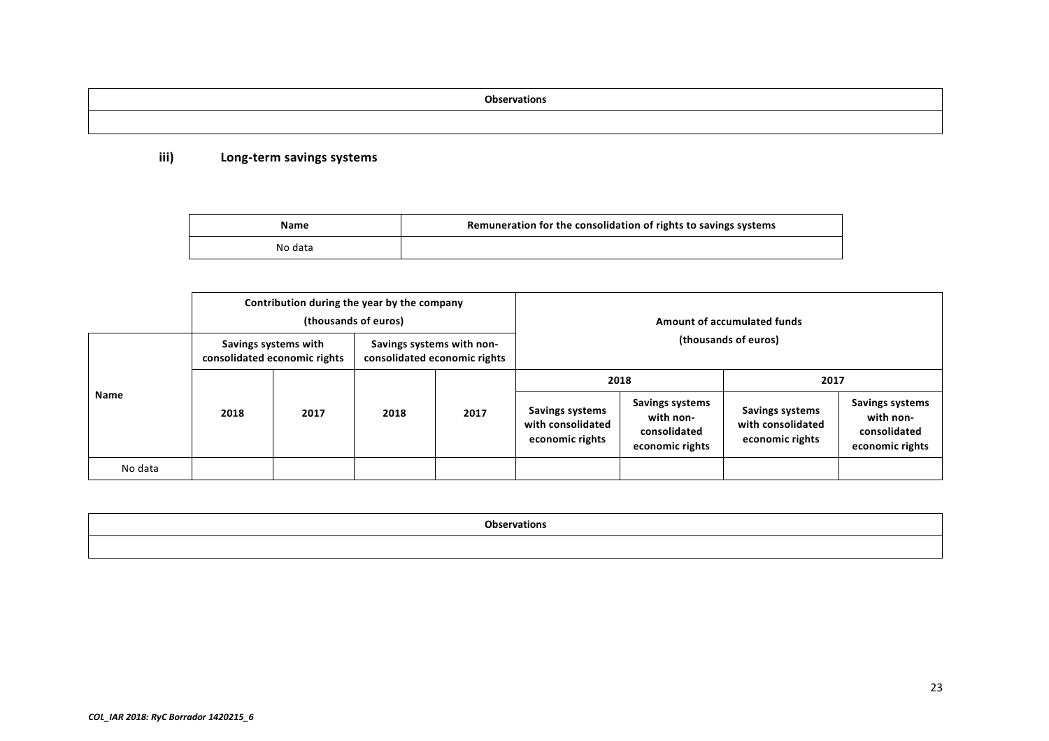| Observations |
| --- |
| |

### iii) Long-term savings systems

| Name | Remuneration for the consolidation of rights to savings systems |
| --- | --- |
| No data | |

| Name | Contribution during the year by the company (thousands of euros) | | | | Amount of accumulated funds (thousands of euros) | | | |
| --- | --- | --- | --- | --- | --- | --- | --- | --- |
| | Savings systems with consolidated economic rights | | Savings systems with non-consolidated economic rights | | 2018 | | 2017 | |
| | 2018 | 2017 | 2018 | 2017 | Savings systems with consolidated economic rights | Savings systems with non-consolidated economic rights | Savings systems with consolidated economic rights | Savings systems with non-consolidated economic rights |
| No data | | | | | | | | |

| Observations |
| --- |
| |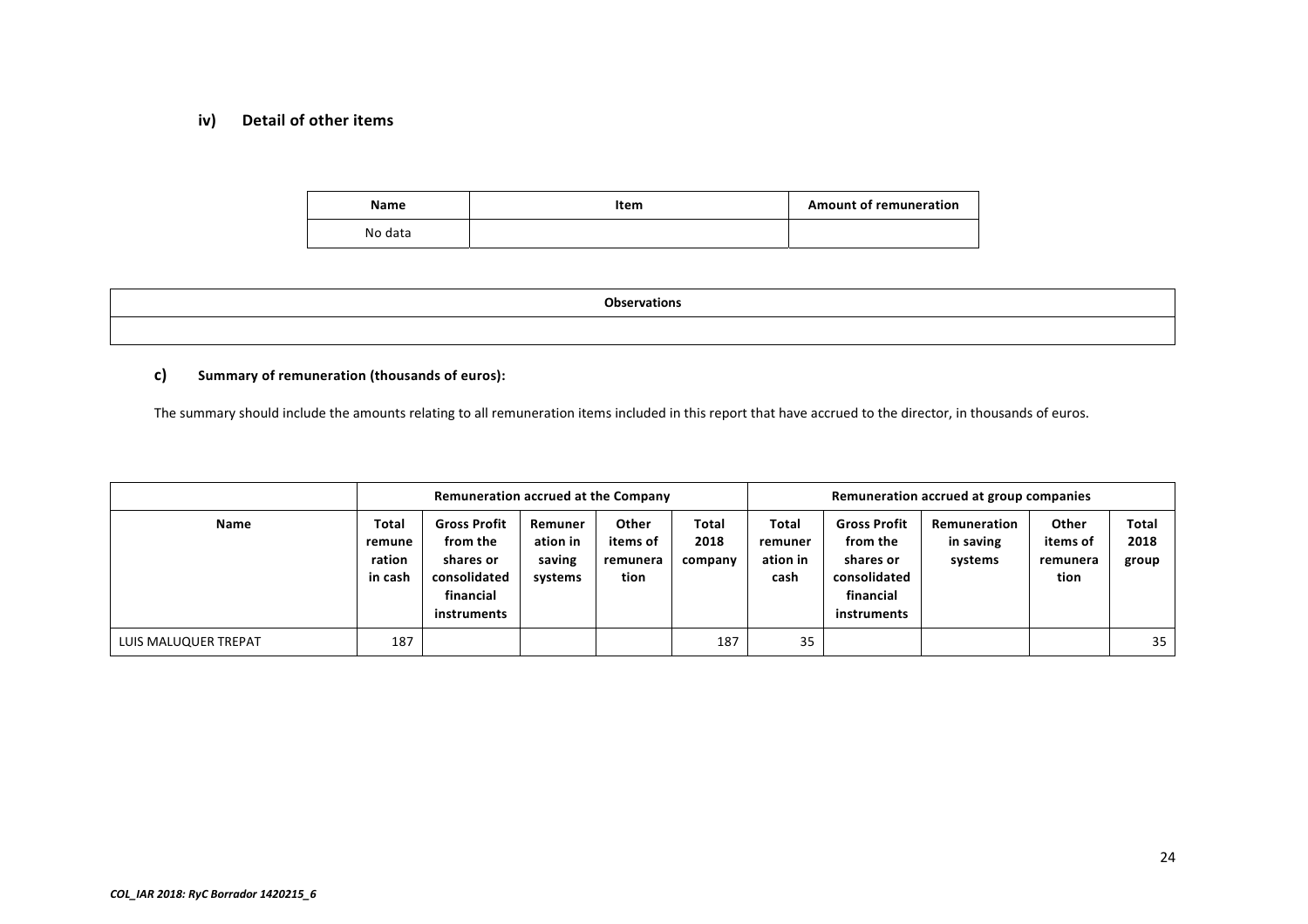### iv) Detail of other items

| Name | Item | Amount of remuneration |
|---|---|---|
| No data | | |

| Observations |
|---|
| |

### c) Summary of remuneration (thousands of euros):

The summary should include the amounts relating to all remuneration items included in this report that have accrued to the director, in thousands of euros.

| | Remuneration accrued at the Company | | | | | Remuneration accrued at group companies | | | | |
|---|---|---|---|---|---|---|---|---|---|---|
| **Name** | **Total remuneration in cash** | **Gross Profit from the shares or consolidated financial instruments** | **Remuneration in saving systems** | **Other items of remuneration** | **Total 2018 company** | **Total remuneration in cash** | **Gross Profit from the shares or consolidated financial instruments** | **Remuneration in saving systems** | **Other items of remuneration** | **Total 2018 group** |
| LUIS MALUQUER TREPAT | 187 | | | | 187 | 35 | | | | 35 |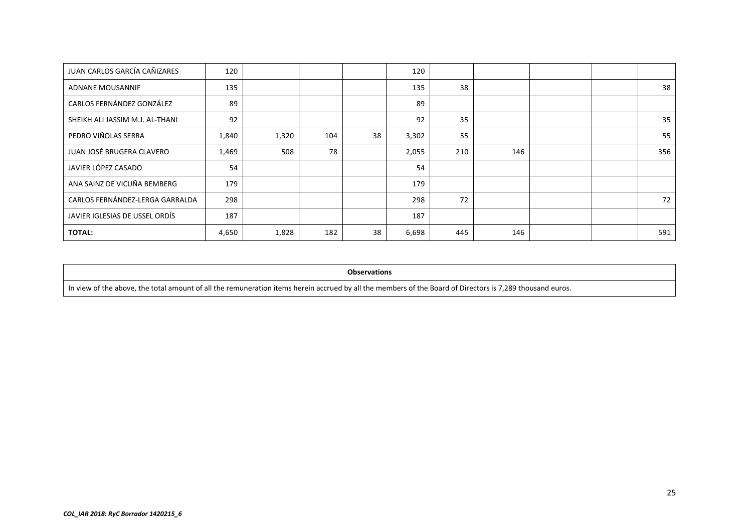| | | | | | | | | | | |
|---|---|---|---|---|---|---|---|---|---|---|
| JUAN CARLOS GARCÍA CAÑIZARES | 120 | | | | 120 | | | | | |
| ADNANE MOUSANNIF | 135 | | | | 135 | 38 | | | | 38 |
| CARLOS FERNÁNDEZ GONZÁLEZ | 89 | | | | 89 | | | | | |
| SHEIKH ALI JASSIM M.J. AL-THANI | 92 | | | | 92 | 35 | | | | 35 |
| PEDRO VIÑOLAS SERRA | 1,840 | 1,320 | 104 | 38 | 3,302 | 55 | | | | 55 |
| JUAN JOSÉ BRUGERA CLAVERO | 1,469 | 508 | 78 | | 2,055 | 210 | 146 | | | 356 |
| JAVIER LÓPEZ CASADO | 54 | | | | 54 | | | | | |
| ANA SAINZ DE VICUÑA BEMBERG | 179 | | | | 179 | | | | | |
| CARLOS FERNÁNDEZ-LERGA GARRALDA | 298 | | | | 298 | 72 | | | | 72 |
| JAVIER IGLESIAS DE USSEL ORDÍS | 187 | | | | 187 | | | | | |
| **TOTAL:** | 4,650 | 1,828 | 182 | 38 | 6,698 | 445 | 146 | | | 591 |

| **Observations** |
|---|
| In view of the above, the total amount of all the remuneration items herein accrued by all the members of the Board of Directors is 7,289 thousand euros. |

*COL_IAR 2018: RyC Borrador 1420215_6*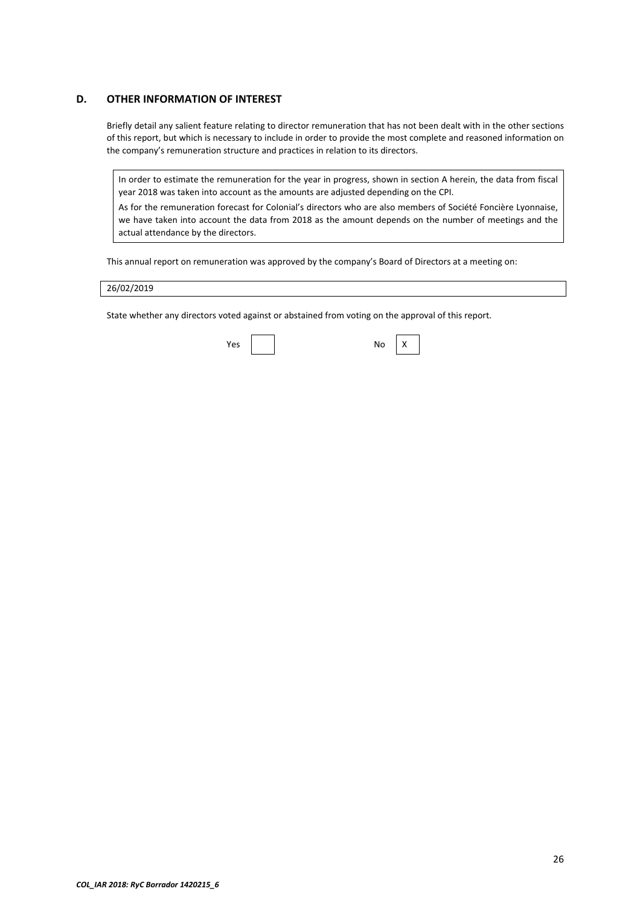## D. OTHER INFORMATION OF INTEREST

Briefly detail any salient feature relating to director remuneration that has not been dealt with in the other sections of this report, but which is necessary to include in order to provide the most complete and reasoned information on the company's remuneration structure and practices in relation to its directors.

In order to estimate the remuneration for the year in progress, shown in section A herein, the data from fiscal year 2018 was taken into account as the amounts are adjusted depending on the CPI.

As for the remuneration forecast for Colonial's directors who are also members of Société Foncière Lyonnaise, we have taken into account the data from 2018 as the amount depends on the number of meetings and the actual attendance by the directors.

This annual report on remuneration was approved by the company's Board of Directors at a meeting on:

26/02/2019

State whether any directors voted against or abstained from voting on the approval of this report.

Yes [ ] No [X]